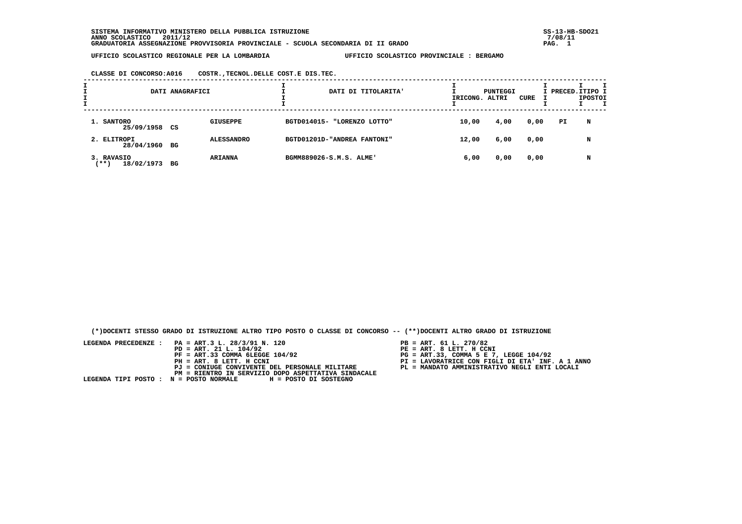SISTEMA INFORMATIVO MINISTERO DELLA PUBBLICA ISTRUZIONE
ANNO SCOLASTICO 2011/12
GRADUATORIA ASSEGNAZIONE PROVVISORIA PROVINCIALE - SCUOLA SECONDARIA DI II GRADO

SS-13-HB-SDO21
7/08/11

UFFICIO SCOLASTICO REGIONALE PER LA LOMBARDIA — UFFICIO SCOLASTICO PROVINCIALE : BERGAMO

CLASSE DI CONCORSO:A016 COSTR.,TECNOL.DELLE COST.E DIS.TEC.

| DATI ANAGRAFICI | | DATI DI TITOLARITA' | PUNTEGGI RICONG. | PUNTEGGI ALTRI | PUNTEGGI CURE | PRECED. | TIPO POSTO |
|---|---|---|---|---|---|---|---|
| 1. SANTORO 25/09/1958 CS | GIUSEPPE | BGTD014015- "LORENZO LOTTO" | 10,00 | 4,00 | 0,00 | PI | N |
| 2. ELITROPI 28/04/1960 BG | ALESSANDRO | BGTD01201D-"ANDREA FANTONI" | 12,00 | 6,00 | 0,00 | | N |
| 3. RAVASIO (**) 18/02/1973 BG | ARIANNA | BGMM889026-S.M.S. ALME' | 6,00 | 0,00 | 0,00 | | N |

(*)DOCENTI STESSO GRADO DI ISTRUZIONE ALTRO TIPO POSTO O CLASSE DI CONCORSO -- (**)DOCENTI ALTRO GRADO DI ISTRUZIONE

LEGENDA PRECEDENZE :
- PA = ART.3 L. 28/3/91 N. 120
- PB = ART. 61 L. 270/82
- PD = ART. 21 L. 104/92
- PE = ART. 8 LETT. H CCNI
- PF = ART.33 COMMA 6LEGGE 104/92
- PG = ART.33, COMMA 5 E 7, LEGGE 104/92
- PH = ART. 8 LETT. H CCNI
- PI = LAVORATRICE CON FIGLI DI ETA' INF. A 1 ANNO
- PJ = CONIUGE CONVIVENTE DEL PERSONALE MILITARE
- PL = MANDATO AMMINISTRATIVO NEGLI ENTI LOCALI
- PM = RIENTRO IN SERVIZIO DOPO ASPETTATIVA SINDACALE

LEGENDA TIPI POSTO : N = POSTO NORMALE H = POSTO DI SOSTEGNO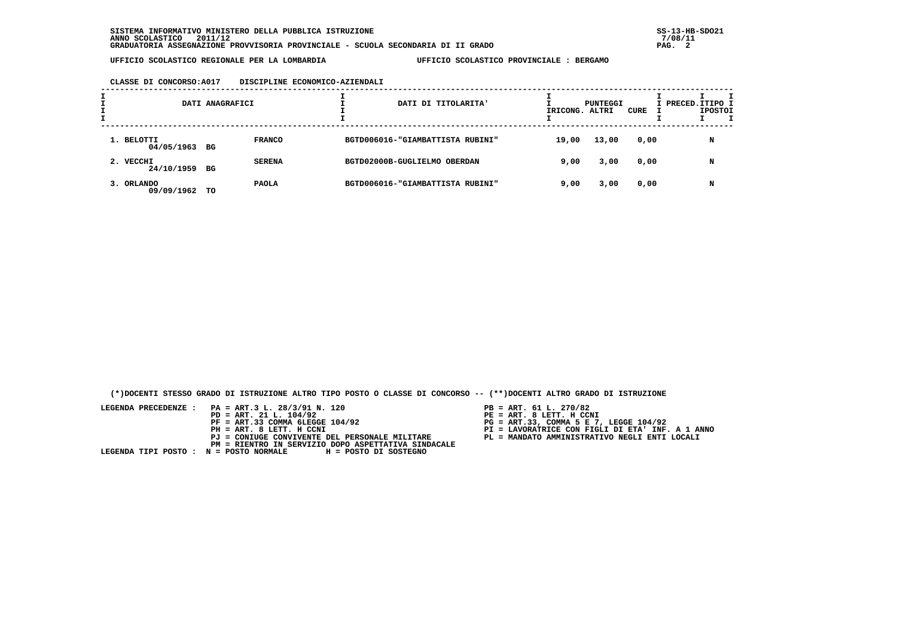SISTEMA INFORMATIVO MINISTERO DELLA PUBBLICA ISTRUZIONE
ANNO SCOLASTICO 2011/12
GRADUATORIA ASSEGNAZIONE PROVVISORIA PROVINCIALE - SCUOLA SECONDARIA DI II GRADO

SS-13-HB-SDO21
7/08/11

UFFICIO SCOLASTICO REGIONALE PER LA LOMBARDIA          UFFICIO SCOLASTICO PROVINCIALE : BERGAMO

CLASSE DI CONCORSO:A017    DISCIPLINE ECONOMICO-AZIENDALI

| DATI ANAGRAFICI | | | DATI DI TITOLARITA' | PUNTEGGI RICONG. | PUNTEGGI ALTRI | PUNTEGGI CURE | PRECED. | TIPO POSTO |
|---|---|---|---|---|---|---|---|---|
| 1. BELOTTI 04/05/1963 | BG | FRANCO | BGTD006016-"GIAMBATTISTA RUBINI" | 19,00 | 13,00 | 0,00 | | N |
| 2. VECCHI 24/10/1959 | BG | SERENA | BGTD02000B-GUGLIELMO OBERDAN | 9,00 | 3,00 | 0,00 | | N |
| 3. ORLANDO 09/09/1962 | TO | PAOLA | BGTD006016-"GIAMBATTISTA RUBINI" | 9,00 | 3,00 | 0,00 | | N |

(*)DOCENTI STESSO GRADO DI ISTRUZIONE ALTRO TIPO POSTO O CLASSE DI CONCORSO -- (**)DOCENTI ALTRO GRADO DI ISTRUZIONE

LEGENDA PRECEDENZE :
- PA = ART.3 L. 28/3/91 N. 120
- PB = ART. 61 L. 270/82
- PD = ART. 21 L. 104/92
- PE = ART. 8 LETT. H CCNI
- PF = ART.33 COMMA 6LEGGE 104/92
- PG = ART.33, COMMA 5 E 7, LEGGE 104/92
- PH = ART. 8 LETT. H CCNI
- PI = LAVORATRICE CON FIGLI DI ETA' INF. A 1 ANNO
- PJ = CONIUGE CONVIVENTE DEL PERSONALE MILITARE
- PL = MANDATO AMMINISTRATIVO NEGLI ENTI LOCALI
- PM = RIENTRO IN SERVIZIO DOPO ASPETTATIVA SINDACALE

LEGENDA TIPI POSTO : N = POSTO NORMALE    H = POSTO DI SOSTEGNO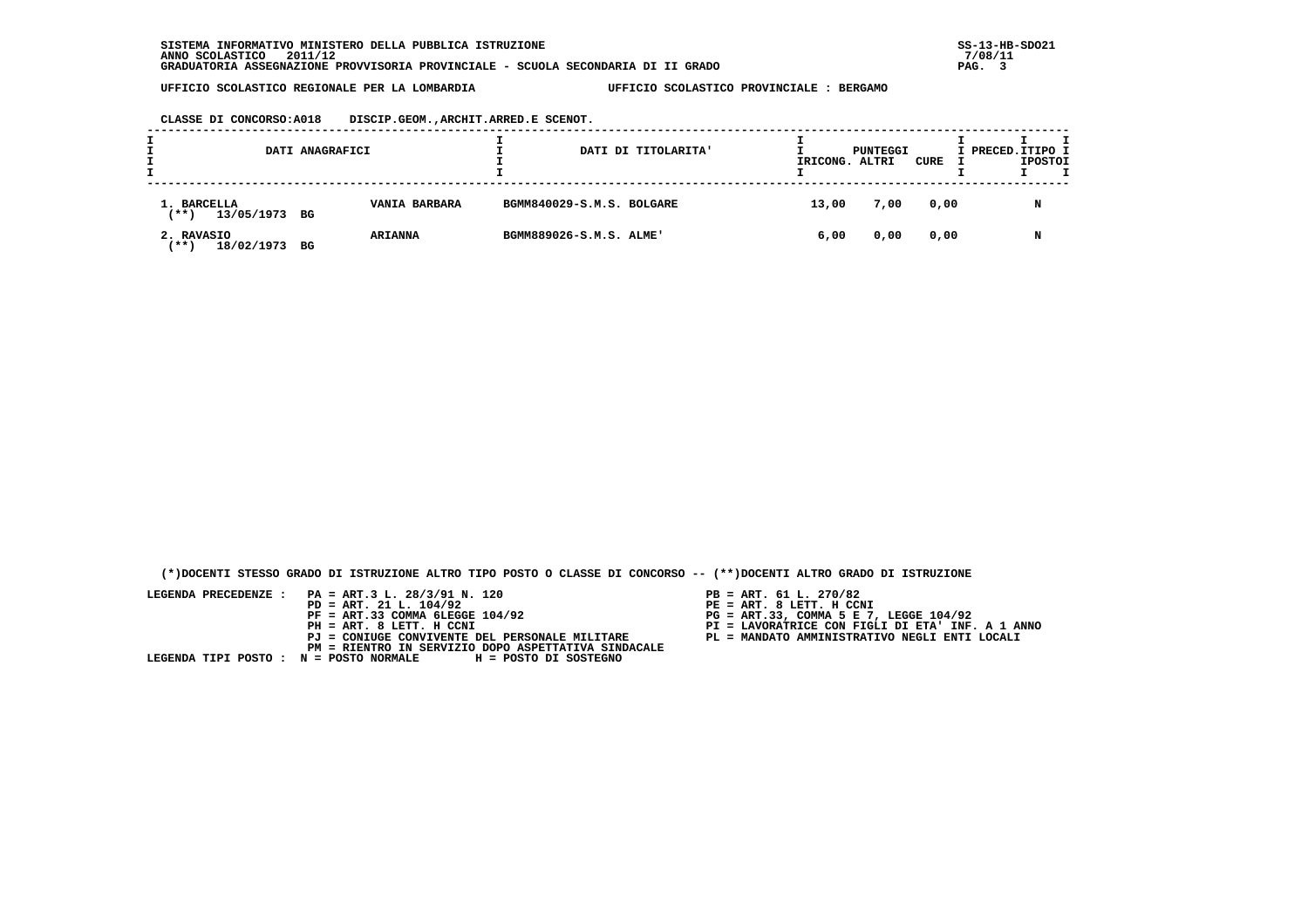SISTEMA INFORMATIVO MINISTERO DELLA PUBBLICA ISTRUZIONE
ANNO SCOLASTICO 2011/12
GRADUATORIA ASSEGNAZIONE PROVVISORIA PROVINCIALE - SCUOLA SECONDARIA DI II GRADO

UFFICIO SCOLASTICO REGIONALE PER LA LOMBARDIA — UFFICIO SCOLASTICO PROVINCIALE : BERGAMO

CLASSE DI CONCORSO:A018 DISCIP.GEOM.,ARCHIT.ARRED.E SCENOT.

| DATI ANAGRAFICI | | DATI DI TITOLARITA' | PUNTEGGI RICONG. | PUNTEGGI ALTRI | PUNTEGGI CURE | PRECED. | TIPO POSTO |
|---|---|---|---|---|---|---|---|
| 1. BARCELLA (**) 13/05/1973 BG | VANIA BARBARA | BGMM840029-S.M.S. BOLGARE | 13,00 | 7,00 | 0,00 | | N |
| 2. RAVASIO (**) 18/02/1973 BG | ARIANNA | BGMM889026-S.M.S. ALME' | 6,00 | 0,00 | 0,00 | | N |

(*)DOCENTI STESSO GRADO DI ISTRUZIONE ALTRO TIPO POSTO O CLASSE DI CONCORSO -- (**)DOCENTI ALTRO GRADO DI ISTRUZIONE

LEGENDA PRECEDENZE :
- PA = ART.3 L. 28/3/91 N. 120
- PB = ART. 61 L. 270/82
- PD = ART. 21 L. 104/92
- PE = ART. 8 LETT. H CCNI
- PF = ART.33 COMMA 6LEGGE 104/92
- PG = ART.33, COMMA 5 E 7, LEGGE 104/92
- PH = ART. 8 LETT. H CCNI
- PI = LAVORATRICE CON FIGLI DI ETA' INF. A 1 ANNO
- PJ = CONIUGE CONVIVENTE DEL PERSONALE MILITARE
- PL = MANDATO AMMINISTRATIVO NEGLI ENTI LOCALI
- PM = RIENTRO IN SERVIZIO DOPO ASPETTATIVA SINDACALE

LEGENDA TIPI POSTO : N = POSTO NORMALE H = POSTO DI SOSTEGNO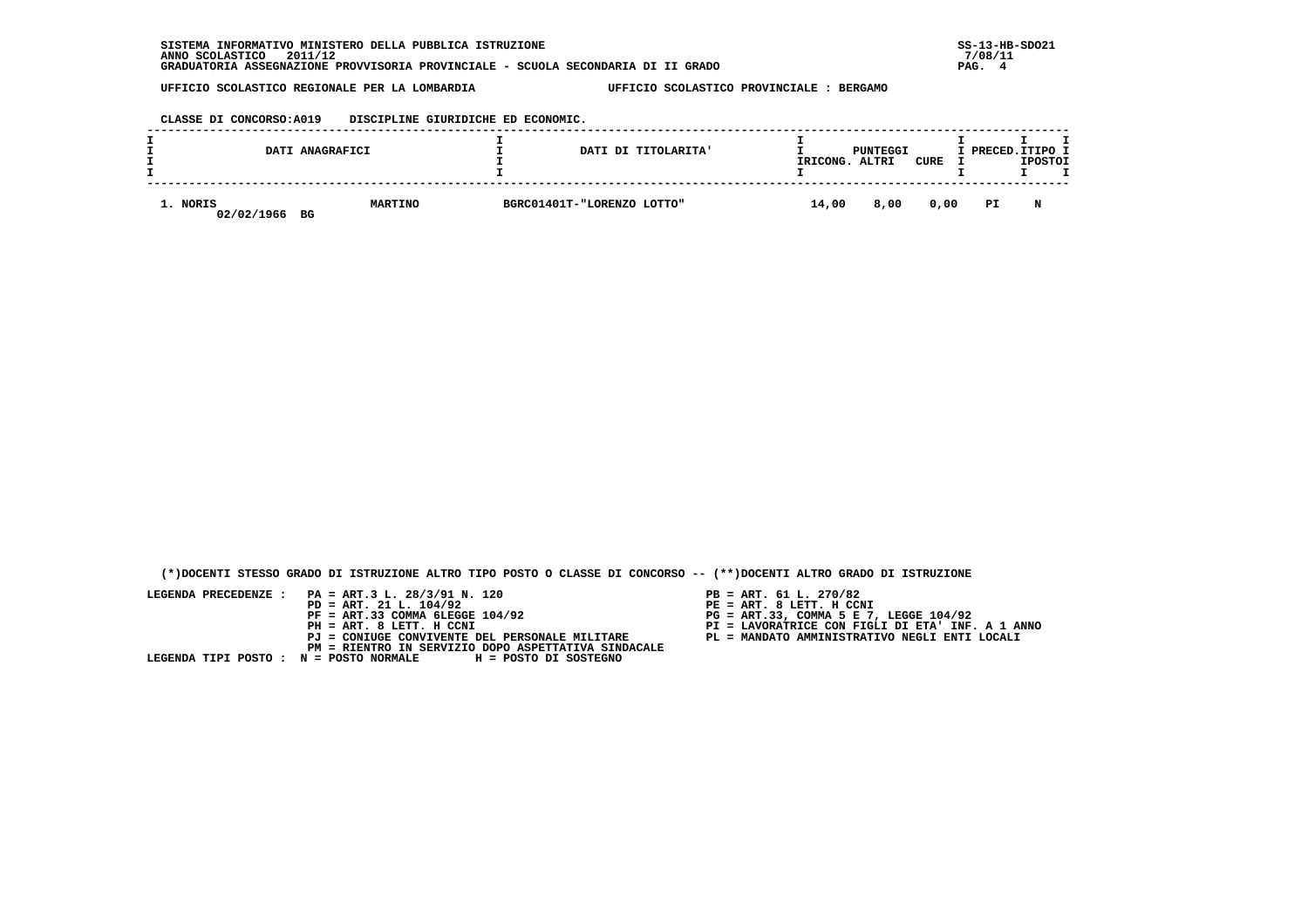SISTEMA INFORMATIVO MINISTERO DELLA PUBBLICA ISTRUZIONE
ANNO SCOLASTICO 2011/12
GRADUATORIA ASSEGNAZIONE PROVVISORIA PROVINCIALE - SCUOLA SECONDARIA DI II GRADO

SS-13-HB-SDO21
7/08/11

UFFICIO SCOLASTICO REGIONALE PER LA LOMBARDIA    UFFICIO SCOLASTICO PROVINCIALE : BERGAMO

CLASSE DI CONCORSO:A019    DISCIPLINE GIURIDICHE ED ECONOMIC.

| DATI ANAGRAFICI | | DATI DI TITOLARITA' | PUNTEGGI RICONG. | ALTRI | CURE | PRECED. | TIPO POSTO |
|---|---|---|---|---|---|---|---|
| 1. NORIS<br>02/02/1966 BG | MARTINO | BGRC01401T-"LORENZO LOTTO" | 14,00 | 8,00 | 0,00 | PI | N |

(*)DOCENTI STESSO GRADO DI ISTRUZIONE ALTRO TIPO POSTO O CLASSE DI CONCORSO -- (**)DOCENTI ALTRO GRADO DI ISTRUZIONE

LEGENDA PRECEDENZE :
- PA = ART.3 L. 28/3/91 N. 120
- PB = ART. 61 L. 270/82
- PD = ART. 21 L. 104/92
- PE = ART. 8 LETT. H CCNI
- PF = ART.33 COMMA 6LEGGE 104/92
- PG = ART.33, COMMA 5 E 7, LEGGE 104/92
- PH = ART. 8 LETT. H CCNI
- PI = LAVORATRICE CON FIGLI DI ETA' INF. A 1 ANNO
- PJ = CONIUGE CONVIVENTE DEL PERSONALE MILITARE
- PL = MANDATO AMMINISTRATIVO NEGLI ENTI LOCALI
- PM = RIENTRO IN SERVIZIO DOPO ASPETTATIVA SINDACALE

LEGENDA TIPI POSTO : N = POSTO NORMALE    H = POSTO DI SOSTEGNO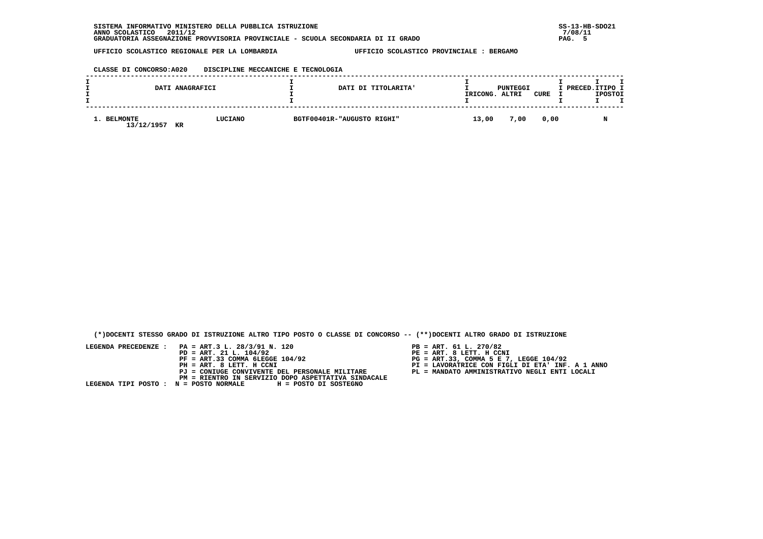SISTEMA INFORMATIVO MINISTERO DELLA PUBBLICA ISTRUZIONE
ANNO SCOLASTICO 2011/12
GRADUATORIA ASSEGNAZIONE PROVVISORIA PROVINCIALE - SCUOLA SECONDARIA DI II GRADO

SS-13-HB-SDO21
7/08/11

UFFICIO SCOLASTICO REGIONALE PER LA LOMBARDIA　　　UFFICIO SCOLASTICO PROVINCIALE : BERGAMO

CLASSE DI CONCORSO:A020　　DISCIPLINE MECCANICHE E TECNOLOGIA

| DATI ANAGRAFICI | | DATI DI TITOLARITA' | PUNTEGGI RICONG. | PUNTEGGI ALTRI | PUNTEGGI CURE | PRECED. | TIPO POSTO |
|---|---|---|---|---|---|---|---|
| 1. BELMONTE 13/12/1957 KR | LUCIANO | BGTF00401R-"AUGUSTO RIGHI" | 13,00 | 7,00 | 0,00 | | N |

(*)DOCENTI STESSO GRADO DI ISTRUZIONE ALTRO TIPO POSTO O CLASSE DI CONCORSO -- (**)DOCENTI ALTRO GRADO DI ISTRUZIONE

LEGENDA PRECEDENZE :
- PA = ART.3 L. 28/3/91 N. 120
- PB = ART. 61 L. 270/82
- PD = ART. 21 L. 104/92
- PE = ART. 8 LETT. H CCNI
- PF = ART.33 COMMA 6LEGGE 104/92
- PG = ART.33, COMMA 5 E 7, LEGGE 104/92
- PH = ART. 8 LETT. H CCNI
- PI = LAVORATRICE CON FIGLI DI ETA' INF. A 1 ANNO
- PJ = CONIUGE CONVIVENTE DEL PERSONALE MILITARE
- PL = MANDATO AMMINISTRATIVO NEGLI ENTI LOCALI
- PM = RIENTRO IN SERVIZIO DOPO ASPETTATIVA SINDACALE

LEGENDA TIPI POSTO : N = POSTO NORMALE　　H = POSTO DI SOSTEGNO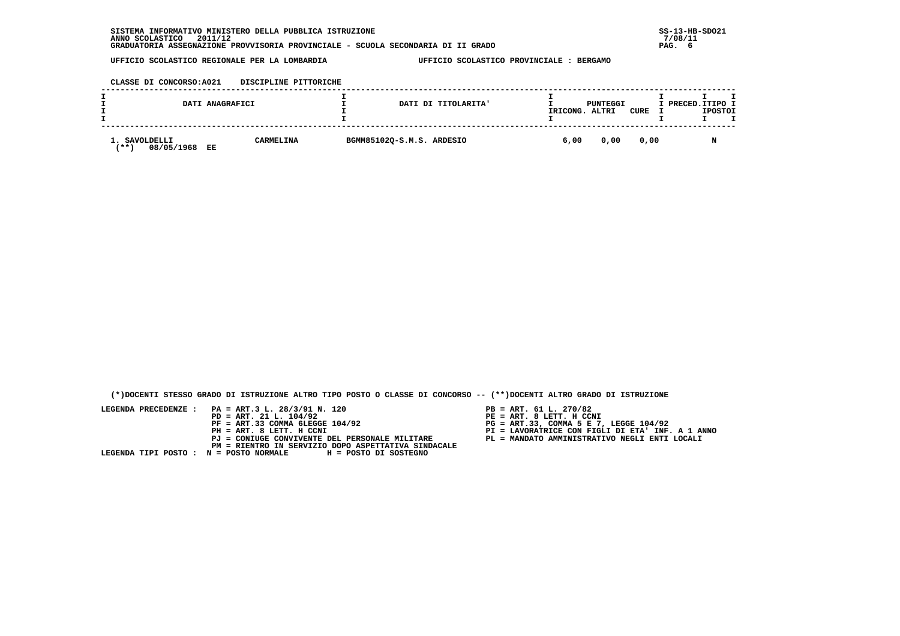SISTEMA INFORMATIVO MINISTERO DELLA PUBBLICA ISTRUZIONE
ANNO SCOLASTICO 2011/12
GRADUATORIA ASSEGNAZIONE PROVVISORIA PROVINCIALE - SCUOLA SECONDARIA DI II GRADO

SS-13-HB-SDO21
7/08/11

UFFICIO SCOLASTICO REGIONALE PER LA LOMBARDIA — UFFICIO SCOLASTICO PROVINCIALE : BERGAMO

CLASSE DI CONCORSO:A021 DISCIPLINE PITTORICHE

| DATI ANAGRAFICI | | DATI DI TITOLARITA' | PUNTEGGI RICONG. | ALTRI | CURE | PRECED. | TIPO POSTO |
|---|---|---|---|---|---|---|---|
| 1. SAVOLDELLI (**) 08/05/1968 EE | CARMELINA | BGMM85102Q-S.M.S. ARDESIO | 6,00 | 0,00 | 0,00 | | N |

(*)DOCENTI STESSO GRADO DI ISTRUZIONE ALTRO TIPO POSTO O CLASSE DI CONCORSO -- (**)DOCENTI ALTRO GRADO DI ISTRUZIONE

LEGENDA PRECEDENZE :
- PA = ART.3 L. 28/3/91 N. 120
- PB = ART. 61 L. 270/82
- PD = ART. 21 L. 104/92
- PE = ART. 8 LETT. H CCNI
- PF = ART.33 COMMA 6LEGGE 104/92
- PG = ART.33, COMMA 5 E 7, LEGGE 104/92
- PH = ART. 8 LETT. H CCNI
- PI = LAVORATRICE CON FIGLI DI ETA' INF. A 1 ANNO
- PJ = CONIUGE CONVIVENTE DEL PERSONALE MILITARE
- PL = MANDATO AMMINISTRATIVO NEGLI ENTI LOCALI
- PM = RIENTRO IN SERVIZIO DOPO ASPETTATIVA SINDACALE

LEGENDA TIPI POSTO : N = POSTO NORMALE H = POSTO DI SOSTEGNO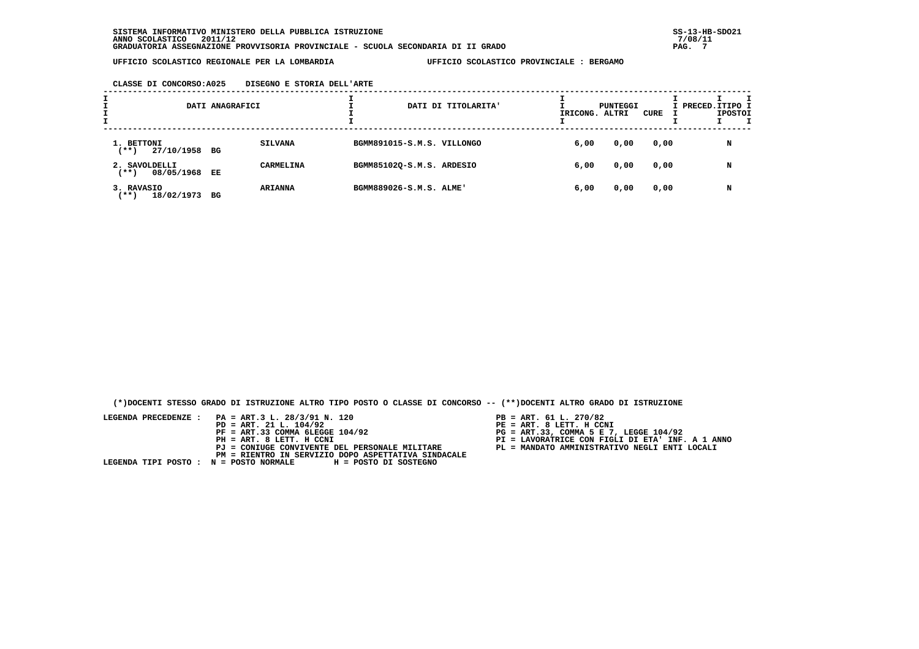SISTEMA INFORMATIVO MINISTERO DELLA PUBBLICA ISTRUZIONE
ANNO SCOLASTICO 2011/12
GRADUATORIA ASSEGNAZIONE PROVVISORIA PROVINCIALE - SCUOLA SECONDARIA DI II GRADO

UFFICIO SCOLASTICO REGIONALE PER LA LOMBARDIA — UFFICIO SCOLASTICO PROVINCIALE : BERGAMO

CLASSE DI CONCORSO:A025 DISEGNO E STORIA DELL'ARTE

| DATI ANAGRAFICI | | DATI DI TITOLARITA' | PUNTEGGI RICONG. | PUNTEGGI ALTRI | PUNTEGGI CURE | PRECED. | TIPO POSTO |
|---|---|---|---|---|---|---|---|
| 1. BETTONI (**) 27/10/1958 BG | SILVANA | BGMM891015-S.M.S. VILLONGO | 6,00 | 0,00 | 0,00 | | N |
| 2. SAVOLDELLI (**) 08/05/1968 EE | CARMELINA | BGMM85102Q-S.M.S. ARDESIO | 6,00 | 0,00 | 0,00 | | N |
| 3. RAVASIO (**) 18/02/1973 BG | ARIANNA | BGMM889026-S.M.S. ALME' | 6,00 | 0,00 | 0,00 | | N |

(*)DOCENTI STESSO GRADO DI ISTRUZIONE ALTRO TIPO POSTO O CLASSE DI CONCORSO -- (**)DOCENTI ALTRO GRADO DI ISTRUZIONE

LEGENDA PRECEDENZE :
- PA = ART.3 L. 28/3/91 N. 120
- PB = ART. 61 L. 270/82
- PD = ART. 21 L. 104/92
- PE = ART. 8 LETT. H CCNI
- PF = ART.33 COMMA 6LEGGE 104/92
- PG = ART.33, COMMA 5 E 7, LEGGE 104/92
- PH = ART. 8 LETT. H CCNI
- PI = LAVORATRICE CON FIGLI DI ETA' INF. A 1 ANNO
- PJ = CONIUGE CONVIVENTE DEL PERSONALE MILITARE
- PL = MANDATO AMMINISTRATIVO NEGLI ENTI LOCALI
- PM = RIENTRO IN SERVIZIO DOPO ASPETTATIVA SINDACALE

LEGENDA TIPI POSTO : N = POSTO NORMALE H = POSTO DI SOSTEGNO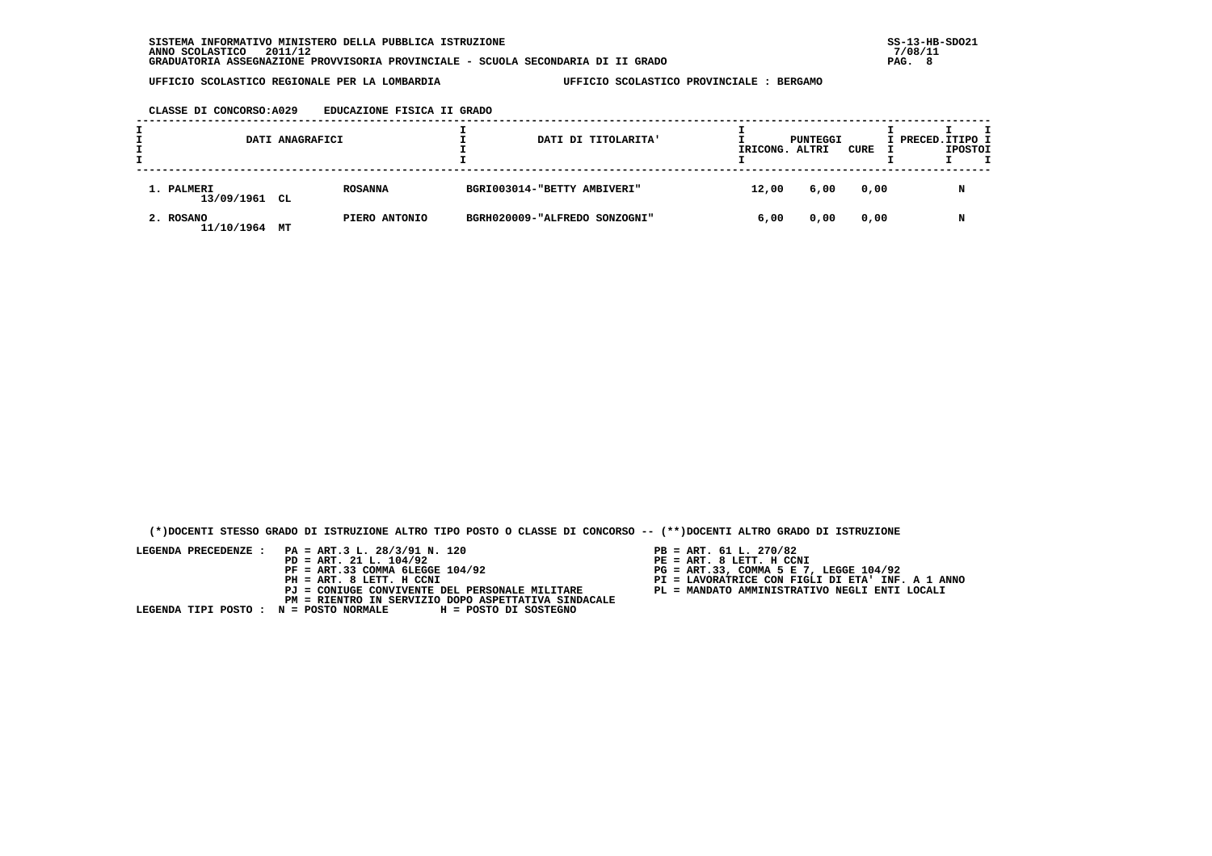SISTEMA INFORMATIVO MINISTERO DELLA PUBBLICA ISTRUZIONE
ANNO SCOLASTICO 2011/12
GRADUATORIA ASSEGNAZIONE PROVVISORIA PROVINCIALE - SCUOLA SECONDARIA DI II GRADO

SS-13-HB-SDO21
7/08/11

UFFICIO SCOLASTICO REGIONALE PER LA LOMBARDIA — UFFICIO SCOLASTICO PROVINCIALE : BERGAMO

CLASSE DI CONCORSO:A029 EDUCAZIONE FISICA II GRADO

| DATI ANAGRAFICI | | | DATI DI TITOLARITA' | PUNTEGGI RICONG. | ALTRI | CURE | PRECED. | TIPO POSTO |
|---|---|---|---|---|---|---|---|---|
| 1. PALMERI 13/09/1961 | CL | ROSANNA | BGRI003014-"BETTY AMBIVERI" | 12,00 | 6,00 | 0,00 | | N |
| 2. ROSANO 11/10/1964 | MT | PIERO ANTONIO | BGRH020009-"ALFREDO SONZOGNI" | 6,00 | 0,00 | 0,00 | | N |

(*)DOCENTI STESSO GRADO DI ISTRUZIONE ALTRO TIPO POSTO O CLASSE DI CONCORSO -- (**)DOCENTI ALTRO GRADO DI ISTRUZIONE

LEGENDA PRECEDENZE :
- PA = ART.3 L. 28/3/91 N. 120
- PB = ART. 61 L. 270/82
- PD = ART. 21 L. 104/92
- PE = ART. 8 LETT. H CCNI
- PF = ART.33 COMMA 6LEGGE 104/92
- PG = ART.33, COMMA 5 E 7, LEGGE 104/92
- PH = ART. 8 LETT. H CCNI
- PI = LAVORATRICE CON FIGLI DI ETA' INF. A 1 ANNO
- PJ = CONIUGE CONVIVENTE DEL PERSONALE MILITARE
- PL = MANDATO AMMINISTRATIVO NEGLI ENTI LOCALI
- PM = RIENTRO IN SERVIZIO DOPO ASPETTATIVA SINDACALE

LEGENDA TIPI POSTO : N = POSTO NORMALE H = POSTO DI SOSTEGNO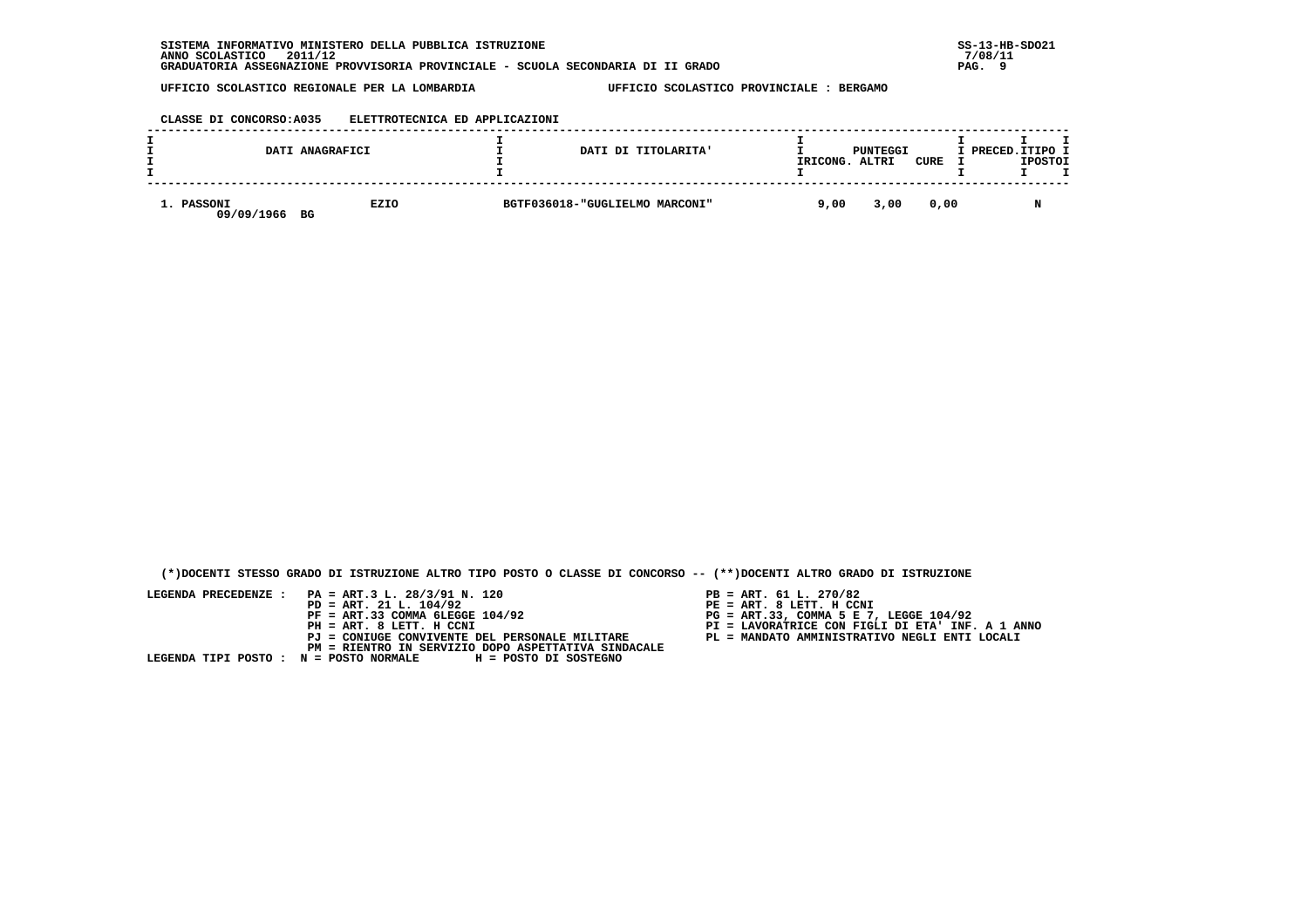SISTEMA INFORMATIVO MINISTERO DELLA PUBBLICA ISTRUZIONE
ANNO SCOLASTICO 2011/12
GRADUATORIA ASSEGNAZIONE PROVVISORIA PROVINCIALE - SCUOLA SECONDARIA DI II GRADO

SS-13-HB-SDO21
7/08/11

UFFICIO SCOLASTICO REGIONALE PER LA LOMBARDIA — UFFICIO SCOLASTICO PROVINCIALE : BERGAMO

CLASSE DI CONCORSO:A035 ELETTROTECNICA ED APPLICAZIONI

| DATI ANAGRAFICI | | DATI DI TITOLARITA' | PUNTEGGI RICONG. | ALTRI | CURE | PRECED. | TIPO POSTO |
|---|---|---|---|---|---|---|---|
| 1. PASSONI 09/09/1966 BG | EZIO | BGTF036018-"GUGLIELMO MARCONI" | 9,00 | 3,00 | 0,00 | | N |

(*)DOCENTI STESSO GRADO DI ISTRUZIONE ALTRO TIPO POSTO O CLASSE DI CONCORSO -- (**)DOCENTI ALTRO GRADO DI ISTRUZIONE

LEGENDA PRECEDENZE :
- PA = ART.3 L. 28/3/91 N. 120
- PB = ART. 61 L. 270/82
- PD = ART. 21 L. 104/92
- PE = ART. 8 LETT. H CCNI
- PF = ART.33 COMMA 6LEGGE 104/92
- PG = ART.33, COMMA 5 E 7, LEGGE 104/92
- PH = ART. 8 LETT. H CCNI
- PI = LAVORATRICE CON FIGLI DI ETA' INF. A 1 ANNO
- PJ = CONIUGE CONVIVENTE DEL PERSONALE MILITARE
- PL = MANDATO AMMINISTRATIVO NEGLI ENTI LOCALI
- PM = RIENTRO IN SERVIZIO DOPO ASPETTATIVA SINDACALE

LEGENDA TIPI POSTO : N = POSTO NORMALE H = POSTO DI SOSTEGNO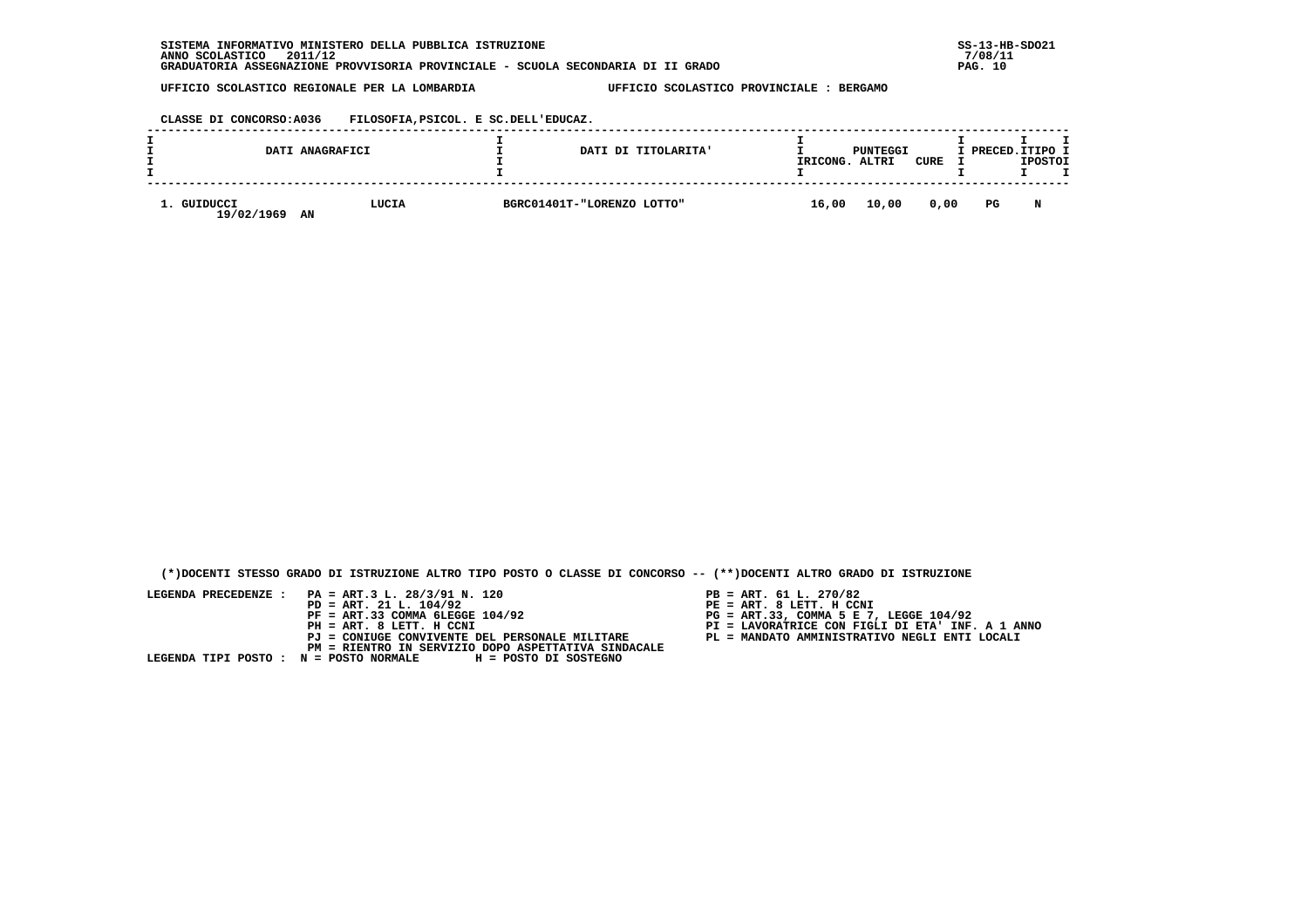SISTEMA INFORMATIVO MINISTERO DELLA PUBBLICA ISTRUZIONE
ANNO SCOLASTICO 2011/12
GRADUATORIA ASSEGNAZIONE PROVVISORIA PROVINCIALE - SCUOLA SECONDARIA DI II GRADO

SS-13-HB-SDO21
7/08/11

UFFICIO SCOLASTICO REGIONALE PER LA LOMBARDIA    UFFICIO SCOLASTICO PROVINCIALE : BERGAMO

CLASSE DI CONCORSO:A036    FILOSOFIA,PSICOL. E SC.DELL'EDUCAZ.

| DATI ANAGRAFICI | | DATI DI TITOLARITA' | PUNTEGGI RICONG. | ALTRI | CURE | PRECED. | TIPO POSTO |
|---|---|---|---|---|---|---|---|
| 1. GUIDUCCI 19/02/1969 AN | LUCIA | BGRC01401T-"LORENZO LOTTO" | 16,00 | 10,00 | 0,00 | PG | N |

(*)DOCENTI STESSO GRADO DI ISTRUZIONE ALTRO TIPO POSTO O CLASSE DI CONCORSO -- (**)DOCENTI ALTRO GRADO DI ISTRUZIONE

LEGENDA PRECEDENZE :
- PA = ART.3 L. 28/3/91 N. 120
- PB = ART. 61 L. 270/82
- PD = ART. 21 L. 104/92
- PE = ART. 8 LETT. H CCNI
- PF = ART.33 COMMA 6LEGGE 104/92
- PG = ART.33, COMMA 5 E 7, LEGGE 104/92
- PH = ART. 8 LETT. H CCNI
- PI = LAVORATRICE CON FIGLI DI ETA' INF. A 1 ANNO
- PJ = CONIUGE CONVIVENTE DEL PERSONALE MILITARE
- PL = MANDATO AMMINISTRATIVO NEGLI ENTI LOCALI
- PM = RIENTRO IN SERVIZIO DOPO ASPETTATIVA SINDACALE

LEGENDA TIPI POSTO : N = POSTO NORMALE    H = POSTO DI SOSTEGNO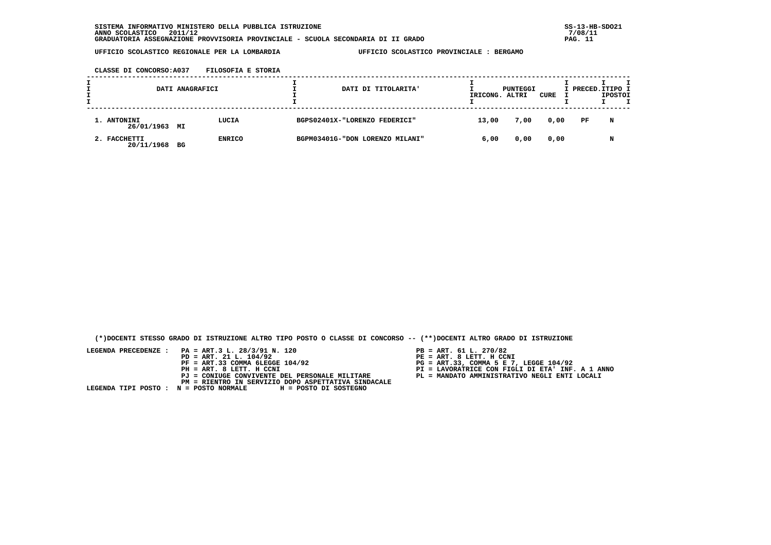SISTEMA INFORMATIVO MINISTERO DELLA PUBBLICA ISTRUZIONE
ANNO SCOLASTICO 2011/12
GRADUATORIA ASSEGNAZIONE PROVVISORIA PROVINCIALE - SCUOLA SECONDARIA DI II GRADO

SS-13-HB-SDO21
7/08/11

UFFICIO SCOLASTICO REGIONALE PER LA LOMBARDIA — UFFICIO SCOLASTICO PROVINCIALE : BERGAMO

CLASSE DI CONCORSO:A037 FILOSOFIA E STORIA

| DATI ANAGRAFICI | | | DATI DI TITOLARITA' | PUNTEGGI RICONG. | ALTRI | CURE | PRECED. | TIPO POSTO |
|---|---|---|---|---|---|---|---|---|
| 1. ANTONINI 26/01/1963 | MI | LUCIA | BGPS02401X-"LORENZO FEDERICI" | 13,00 | 7,00 | 0,00 | PF | N |
| 2. FACCHETTI 20/11/1968 | BG | ENRICO | BGPM03401G-"DON LORENZO MILANI" | 6,00 | 0,00 | 0,00 | | N |

(*)DOCENTI STESSO GRADO DI ISTRUZIONE ALTRO TIPO POSTO O CLASSE DI CONCORSO -- (**)DOCENTI ALTRO GRADO DI ISTRUZIONE

LEGENDA PRECEDENZE :
- PA = ART.3 L. 28/3/91 N. 120
- PB = ART. 61 L. 270/82
- PD = ART. 21 L. 104/92
- PE = ART. 8 LETT. H CCNI
- PF = ART.33 COMMA 6LEGGE 104/92
- PG = ART.33, COMMA 5 E 7, LEGGE 104/92
- PH = ART. 8 LETT. H CCNI
- PI = LAVORATRICE CON FIGLI DI ETA' INF. A 1 ANNO
- PJ = CONIUGE CONVIVENTE DEL PERSONALE MILITARE
- PL = MANDATO AMMINISTRATIVO NEGLI ENTI LOCALI
- PM = RIENTRO IN SERVIZIO DOPO ASPETTATIVA SINDACALE

LEGENDA TIPI POSTO : N = POSTO NORMALE H = POSTO DI SOSTEGNO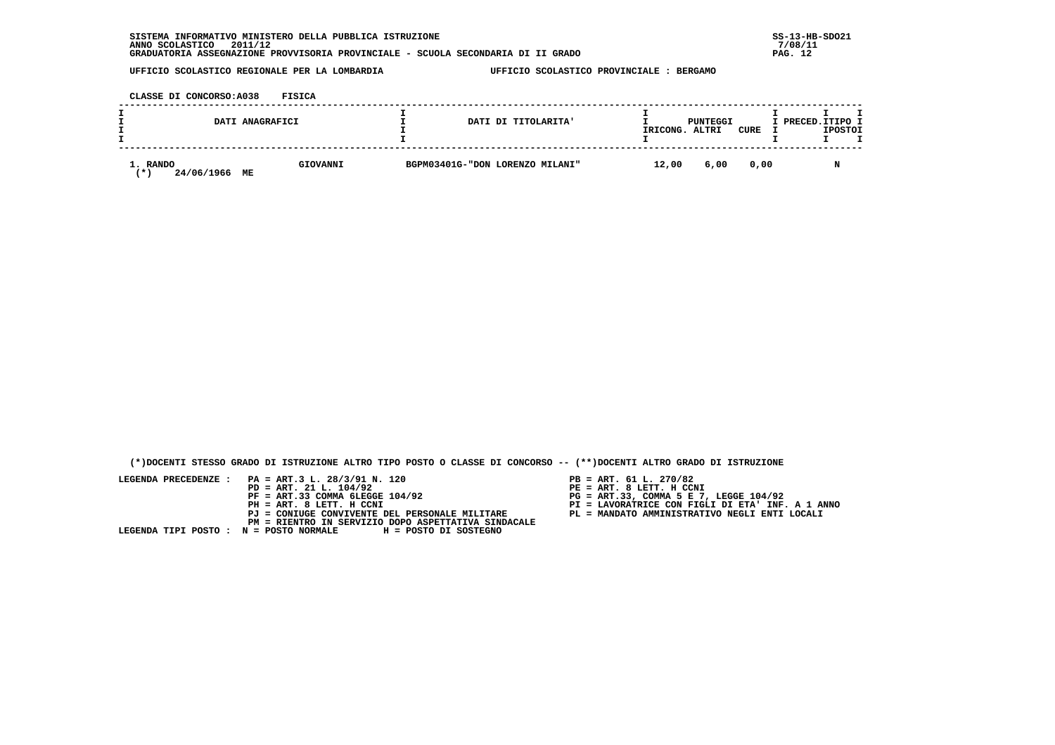SISTEMA INFORMATIVO MINISTERO DELLA PUBBLICA ISTRUZIONE
ANNO SCOLASTICO 2011/12
GRADUATORIA ASSEGNAZIONE PROVVISORIA PROVINCIALE - SCUOLA SECONDARIA DI II GRADO

SS-13-HB-SDO21
7/08/11

UFFICIO SCOLASTICO REGIONALE PER LA LOMBARDIA — UFFICIO SCOLASTICO PROVINCIALE : BERGAMO

CLASSE DI CONCORSO:A038 FISICA

| DATI ANAGRAFICI | | DATI DI TITOLARITA' | PUNTEGGI RICONG. | PUNTEGGI ALTRI | PUNTEGGI CURE | PRECED. | TIPO POSTO |
|---|---|---|---|---|---|---|---|
| 1. RANDO (*) 24/06/1966 ME | GIOVANNI | BGPM03401G-"DON LORENZO MILANI" | 12,00 | 6,00 | 0,00 | | N |

(*)DOCENTI STESSO GRADO DI ISTRUZIONE ALTRO TIPO POSTO O CLASSE DI CONCORSO -- (**)DOCENTI ALTRO GRADO DI ISTRUZIONE

LEGENDA PRECEDENZE :
- PA = ART.3 L. 28/3/91 N. 120
- PB = ART. 61 L. 270/82
- PD = ART. 21 L. 104/92
- PE = ART. 8 LETT. H CCNI
- PF = ART.33 COMMA 6LEGGE 104/92
- PG = ART.33, COMMA 5 E 7, LEGGE 104/92
- PH = ART. 8 LETT. H CCNI
- PI = LAVORATRICE CON FIGLI DI ETA' INF. A 1 ANNO
- PJ = CONIUGE CONVIVENTE DEL PERSONALE MILITARE
- PL = MANDATO AMMINISTRATIVO NEGLI ENTI LOCALI
- PM = RIENTRO IN SERVIZIO DOPO ASPETTATIVA SINDACALE

LEGENDA TIPI POSTO : N = POSTO NORMALE H = POSTO DI SOSTEGNO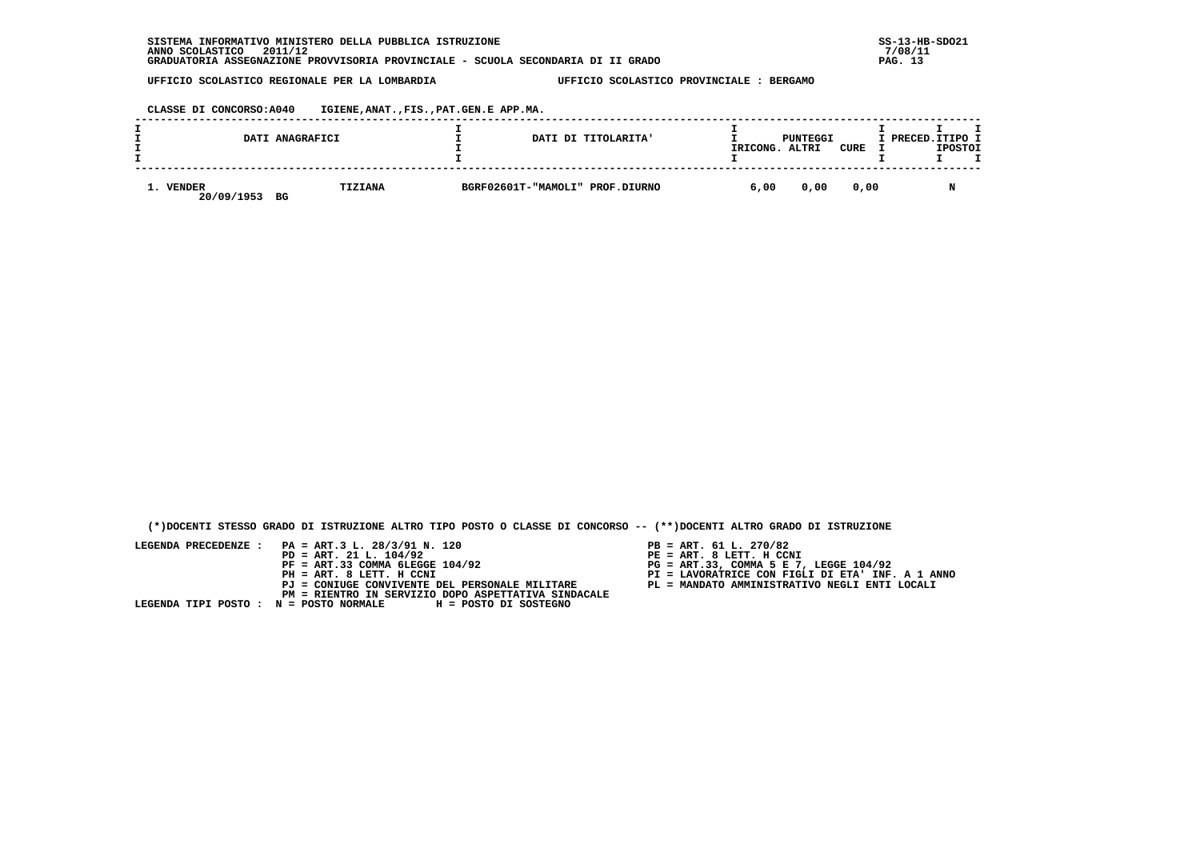SISTEMA INFORMATIVO MINISTERO DELLA PUBBLICA ISTRUZIONE
ANNO SCOLASTICO 2011/12
GRADUATORIA ASSEGNAZIONE PROVVISORIA PROVINCIALE - SCUOLA SECONDARIA DI II GRADO

SS-13-HB-SDO21
7/08/11

UFFICIO SCOLASTICO REGIONALE PER LA LOMBARDIA — UFFICIO SCOLASTICO PROVINCIALE : BERGAMO

CLASSE DI CONCORSO:A040 IGIENE,ANAT.,FIS.,PAT.GEN.E APP.MA.

| DATI ANAGRAFICI | | DATI DI TITOLARITA' | PUNTEGGI RICONG. | ALTRI | CURE | PRECED. | TIPO POSTO |
|---|---|---|---|---|---|---|---|
| 1. VENDER 20/09/1953 BG | TIZIANA | BGRF02601T-"MAMOLI" PROF.DIURNO | 6,00 | 0,00 | 0,00 | | N |

(*)DOCENTI STESSO GRADO DI ISTRUZIONE ALTRO TIPO POSTO O CLASSE DI CONCORSO -- (**)DOCENTI ALTRO GRADO DI ISTRUZIONE

LEGENDA PRECEDENZE :
- PA = ART.3 L. 28/3/91 N. 120
- PB = ART. 61 L. 270/82
- PD = ART. 21 L. 104/92
- PE = ART. 8 LETT. H CCNI
- PF = ART.33 COMMA 6LEGGE 104/92
- PG = ART.33, COMMA 5 E 7, LEGGE 104/92
- PH = ART. 8 LETT. H CCNI
- PI = LAVORATRICE CON FIGLI DI ETA' INF. A 1 ANNO
- PJ = CONIUGE CONVIVENTE DEL PERSONALE MILITARE
- PL = MANDATO AMMINISTRATIVO NEGLI ENTI LOCALI
- PM = RIENTRO IN SERVIZIO DOPO ASPETTATIVA SINDACALE

LEGENDA TIPI POSTO : N = POSTO NORMALE H = POSTO DI SOSTEGNO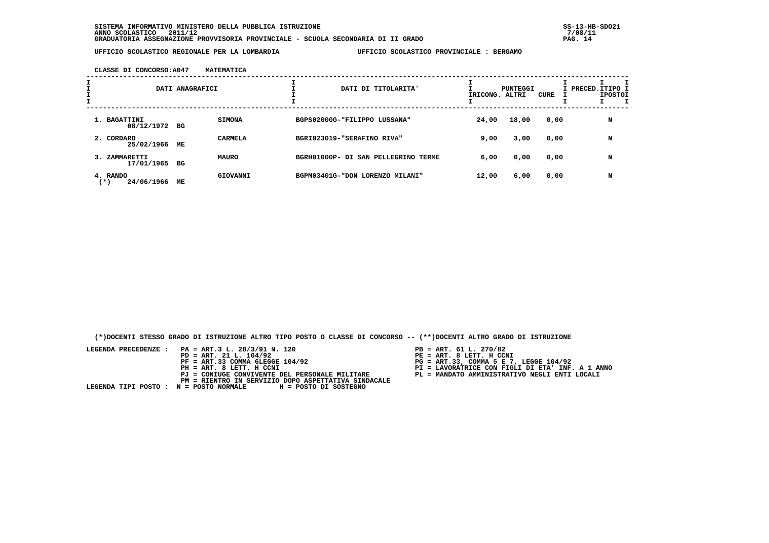SISTEMA INFORMATIVO MINISTERO DELLA PUBBLICA ISTRUZIONE
ANNO SCOLASTICO 2011/12
GRADUATORIA ASSEGNAZIONE PROVVISORIA PROVINCIALE - SCUOLA SECONDARIA DI II GRADO

UFFICIO SCOLASTICO REGIONALE PER LA LOMBARDIA — UFFICIO SCOLASTICO PROVINCIALE : BERGAMO

CLASSE DI CONCORSO:A047 MATEMATICA

| DATI ANAGRAFICI | | | DATI DI TITOLARITA' | PUNTEGGI RICONG. | ALTRI | CURE | PRECED. | TIPO POSTO |
|---|---|---|---|---|---|---|---|---|
| 1. BAGATTINI 08/12/1972 | BG | SIMONA | BGPS02000G-"FILIPPO LUSSANA" | 24,00 | 18,00 | 0,00 | | N |
| 2. CORDARO 25/02/1966 | ME | CARMELA | BGRI023019-"SERAFINO RIVA" | 9,00 | 3,00 | 0,00 | | N |
| 3. ZAMMARETTI 17/01/1965 | BG | MAURO | BGRH01000P- DI SAN PELLEGRINO TERME | 6,00 | 0,00 | 0,00 | | N |
| 4. RANDO (*) 24/06/1966 | ME | GIOVANNI | BGPM03401G-"DON LORENZO MILANI" | 12,00 | 6,00 | 0,00 | | N |

(*)DOCENTI STESSO GRADO DI ISTRUZIONE ALTRO TIPO POSTO O CLASSE DI CONCORSO -- (**)DOCENTI ALTRO GRADO DI ISTRUZIONE

LEGENDA PRECEDENZE :
- PA = ART.3 L. 28/3/91 N. 120
- PB = ART. 61 L. 270/82
- PD = ART. 21 L. 104/92
- PE = ART. 8 LETT. H CCNI
- PF = ART.33 COMMA 6LEGGE 104/92
- PG = ART.33, COMMA 5 E 7, LEGGE 104/92
- PH = ART. 8 LETT. H CCNI
- PI = LAVORATRICE CON FIGLI DI ETA' INF. A 1 ANNO
- PJ = CONIUGE CONVIVENTE DEL PERSONALE MILITARE
- PL = MANDATO AMMINISTRATIVO NEGLI ENTI LOCALI
- PM = RIENTRO IN SERVIZIO DOPO ASPETTATIVA SINDACALE

LEGENDA TIPI POSTO : N = POSTO NORMALE H = POSTO DI SOSTEGNO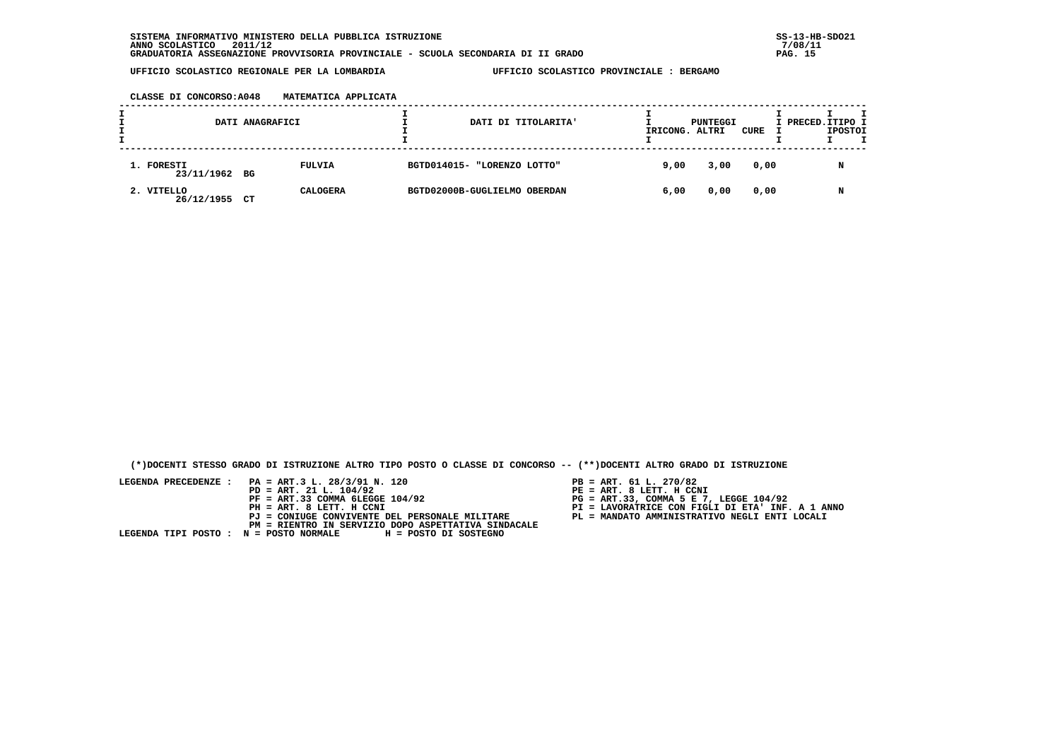SISTEMA INFORMATIVO MINISTERO DELLA PUBBLICA ISTRUZIONE
ANNO SCOLASTICO 2011/12
GRADUATORIA ASSEGNAZIONE PROVVISORIA PROVINCIALE - SCUOLA SECONDARIA DI II GRADO

UFFICIO SCOLASTICO REGIONALE PER LA LOMBARDIA — UFFICIO SCOLASTICO PROVINCIALE : BERGAMO

CLASSE DI CONCORSO:A048 MATEMATICA APPLICATA

| DATI ANAGRAFICI | | DATI DI TITOLARITA' | PUNTEGGI RICONG. | ALTRI | CURE | PRECED. | TIPO POSTO |
|---|---|---|---|---|---|---|---|
| 1. FORESTI 23/11/1962 BG | FULVIA | BGTD014015- "LORENZO LOTTO" | 9,00 | 3,00 | 0,00 | | N |
| 2. VITELLO 26/12/1955 CT | CALOGERA | BGTD02000B-GUGLIELMO OBERDAN | 6,00 | 0,00 | 0,00 | | N |

(*)DOCENTI STESSO GRADO DI ISTRUZIONE ALTRO TIPO POSTO O CLASSE DI CONCORSO -- (**)DOCENTI ALTRO GRADO DI ISTRUZIONE

LEGENDA PRECEDENZE :
- PA = ART.3 L. 28/3/91 N. 120
- PB = ART. 61 L. 270/82
- PD = ART. 21 L. 104/92
- PE = ART. 8 LETT. H CCNI
- PF = ART.33 COMMA 6LEGGE 104/92
- PG = ART.33, COMMA 5 E 7, LEGGE 104/92
- PH = ART. 8 LETT. H CCNI
- PI = LAVORATRICE CON FIGLI DI ETA' INF. A 1 ANNO
- PJ = CONIUGE CONVIVENTE DEL PERSONALE MILITARE
- PL = MANDATO AMMINISTRATIVO NEGLI ENTI LOCALI
- PM = RIENTRO IN SERVIZIO DOPO ASPETTATIVA SINDACALE

LEGENDA TIPI POSTO : N = POSTO NORMALE H = POSTO DI SOSTEGNO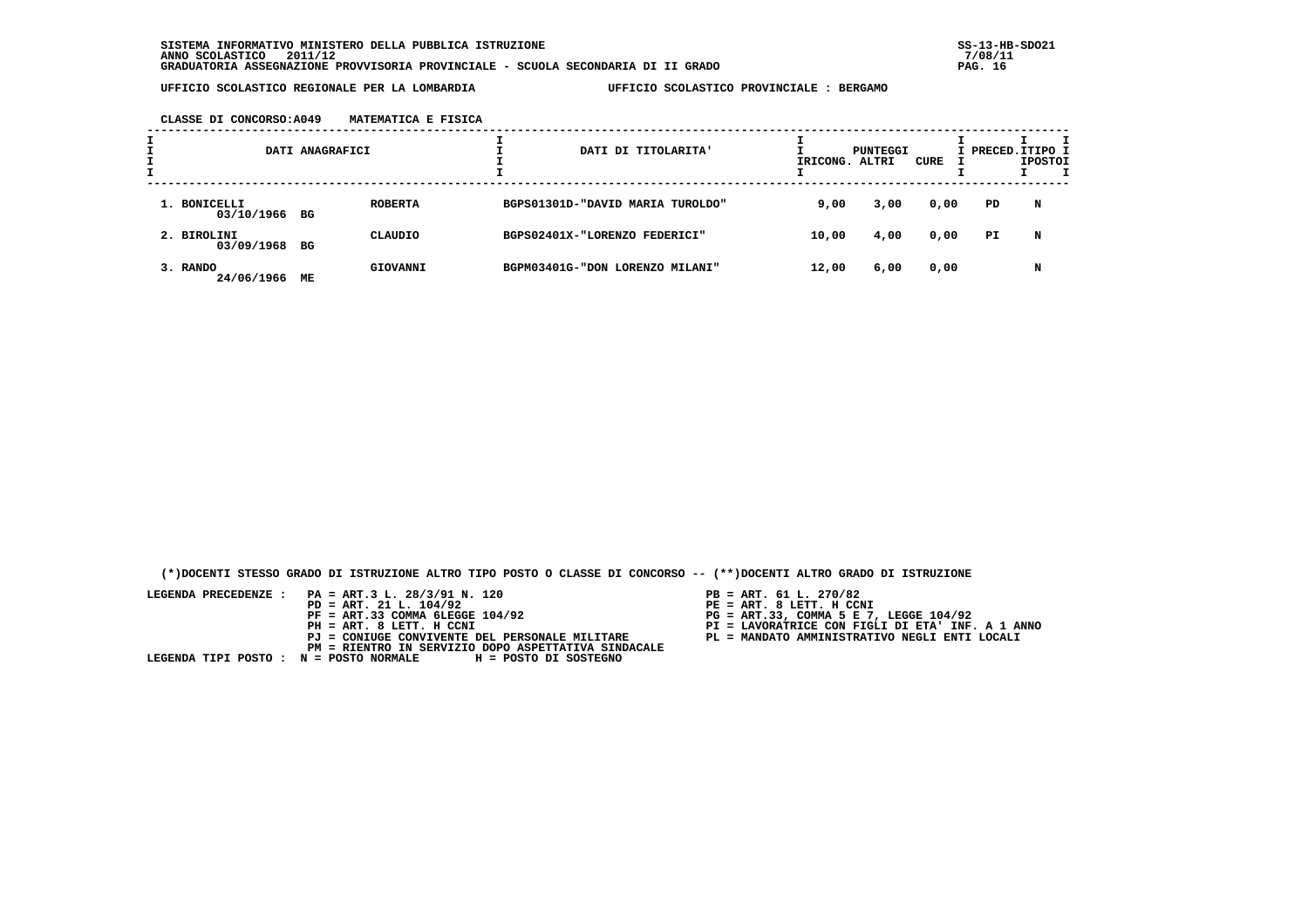SISTEMA INFORMATIVO MINISTERO DELLA PUBBLICA ISTRUZIONE
ANNO SCOLASTICO 2011/12
GRADUATORIA ASSEGNAZIONE PROVVISORIA PROVINCIALE - SCUOLA SECONDARIA DI II GRADO

SS-13-HB-SDO21
7/08/11

UFFICIO SCOLASTICO REGIONALE PER LA LOMBARDIA — UFFICIO SCOLASTICO PROVINCIALE : BERGAMO

CLASSE DI CONCORSO:A049 MATEMATICA E FISICA

| DATI ANAGRAFICI | | | DATI DI TITOLARITA' | PUNTEGGI RICONG. | ALTRI | CURE | PRECED. | TIPO POSTO |
|---|---|---|---|---|---|---|---|---|
| 1. BONICELLI 03/10/1966 | BG | ROBERTA | BGPS01301D-"DAVID MARIA TUROLDO" | 9,00 | 3,00 | 0,00 | PD | N |
| 2. BIROLINI 03/09/1968 | BG | CLAUDIO | BGPS02401X-"LORENZO FEDERICI" | 10,00 | 4,00 | 0,00 | PI | N |
| 3. RANDO 24/06/1966 | ME | GIOVANNI | BGPM03401G-"DON LORENZO MILANI" | 12,00 | 6,00 | 0,00 | | N |

(*)DOCENTI STESSO GRADO DI ISTRUZIONE ALTRO TIPO POSTO O CLASSE DI CONCORSO -- (**)DOCENTI ALTRO GRADO DI ISTRUZIONE

LEGENDA PRECEDENZE :
- PA = ART.3 L. 28/3/91 N. 120
- PB = ART. 61 L. 270/82
- PD = ART. 21 L. 104/92
- PE = ART. 8 LETT. H CCNI
- PF = ART.33 COMMA 6LEGGE 104/92
- PG = ART.33, COMMA 5 E 7, LEGGE 104/92
- PH = ART. 8 LETT. H CCNI
- PI = LAVORATRICE CON FIGLI DI ETA' INF. A 1 ANNO
- PJ = CONIUGE CONVIVENTE DEL PERSONALE MILITARE
- PL = MANDATO AMMINISTRATIVO NEGLI ENTI LOCALI
- PM = RIENTRO IN SERVIZIO DOPO ASPETTATIVA SINDACALE

LEGENDA TIPI POSTO : N = POSTO NORMALE H = POSTO DI SOSTEGNO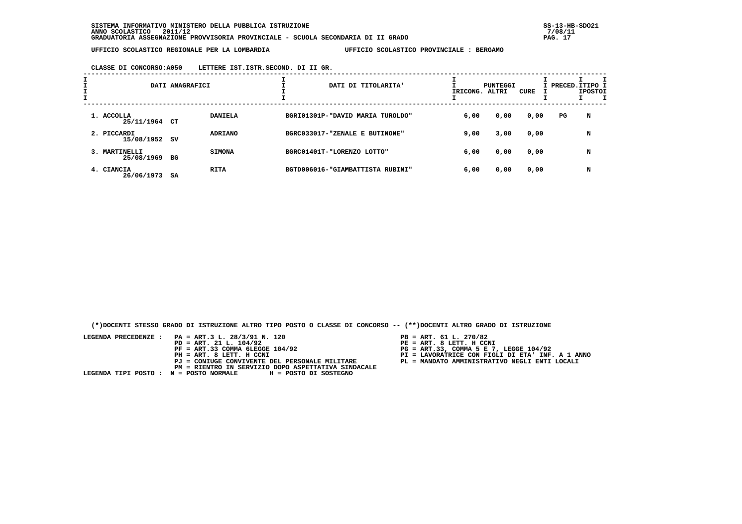SISTEMA INFORMATIVO MINISTERO DELLA PUBBLICA ISTRUZIONE
ANNO SCOLASTICO 2011/12
GRADUATORIA ASSEGNAZIONE PROVVISORIA PROVINCIALE - SCUOLA SECONDARIA DI II GRADO

SS-13-HB-SDO21
7/08/11

UFFICIO SCOLASTICO REGIONALE PER LA LOMBARDIA — UFFICIO SCOLASTICO PROVINCIALE : BERGAMO

CLASSE DI CONCORSO:A050 LETTERE IST.ISTR.SECOND. DI II GR.

| DATI ANAGRAFICI | | | DATI DI TITOLARITA' | PUNTEGGI RICONG. | PUNTEGGI ALTRI | PUNTEGGI CURE | PRECED. | TIPO POSTO |
|---|---|---|---|---|---|---|---|---|
| 1. ACCOLLA 25/11/1964 | CT | DANIELA | BGRI01301P-"DAVID MARIA TUROLDO" | 6,00 | 0,00 | 0,00 | PG | N |
| 2. PICCARDI 15/08/1952 | SV | ADRIANO | BGRC033017-"ZENALE E BUTINONE" | 9,00 | 3,00 | 0,00 | | N |
| 3. MARTINELLI 25/08/1969 | BG | SIMONA | BGRC01401T-"LORENZO LOTTO" | 6,00 | 0,00 | 0,00 | | N |
| 4. CIANCIA 26/06/1973 | SA | RITA | BGTD006016-"GIAMBATTISTA RUBINI" | 6,00 | 0,00 | 0,00 | | N |

(*)DOCENTI STESSO GRADO DI ISTRUZIONE ALTRO TIPO POSTO O CLASSE DI CONCORSO -- (**)DOCENTI ALTRO GRADO DI ISTRUZIONE

LEGENDA PRECEDENZE :
- PA = ART.3 L. 28/3/91 N. 120
- PB = ART. 61 L. 270/82
- PD = ART. 21 L. 104/92
- PE = ART. 8 LETT. H CCNI
- PF = ART.33 COMMA 6LEGGE 104/92
- PG = ART.33, COMMA 5 E 7, LEGGE 104/92
- PH = ART. 8 LETT. H CCNI
- PI = LAVORATRICE CON FIGLI DI ETA' INF. A 1 ANNO
- PJ = CONIUGE CONVIVENTE DEL PERSONALE MILITARE
- PL = MANDATO AMMINISTRATIVO NEGLI ENTI LOCALI
- PM = RIENTRO IN SERVIZIO DOPO ASPETTATIVA SINDACALE

LEGENDA TIPI POSTO : N = POSTO NORMALE H = POSTO DI SOSTEGNO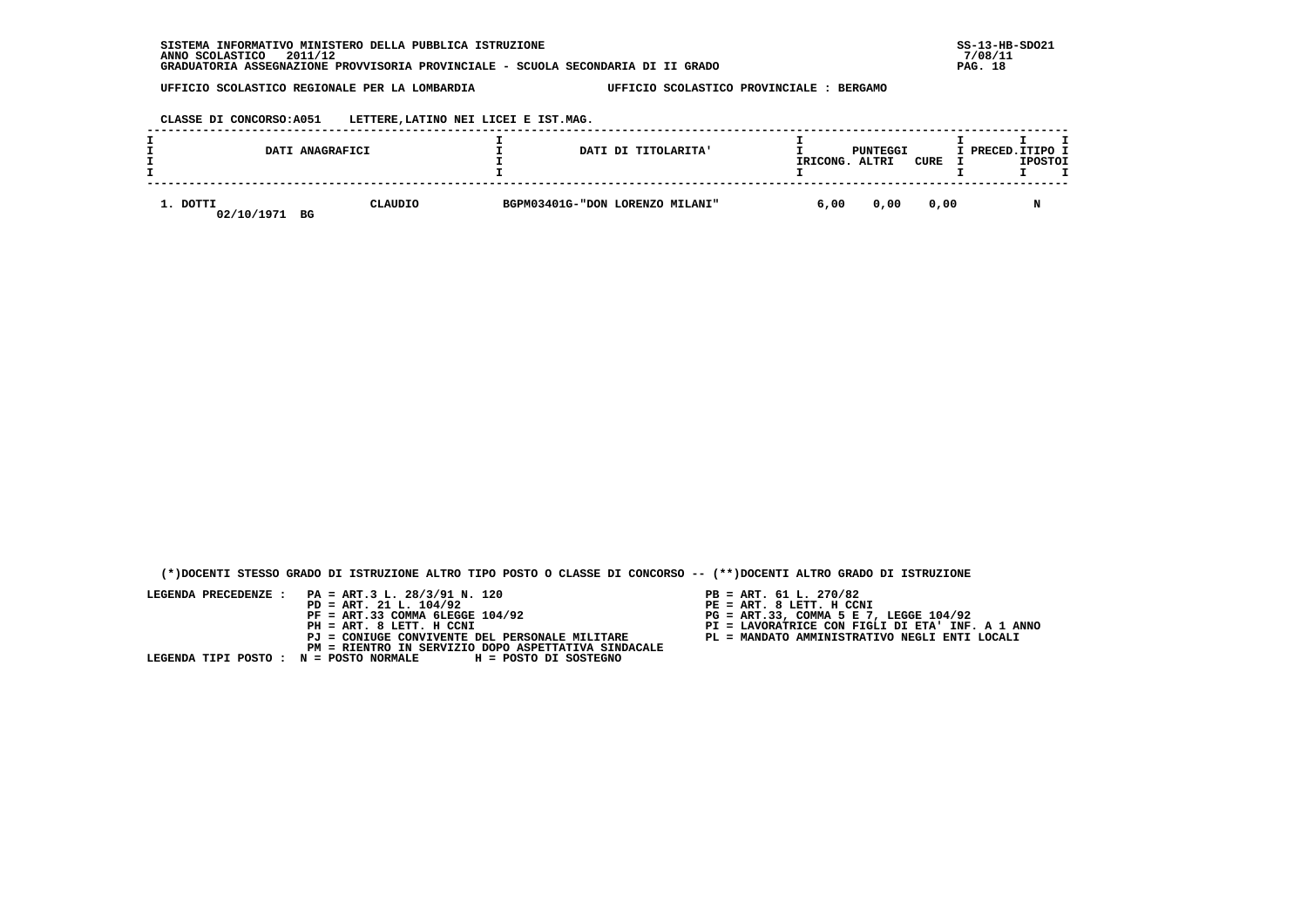SISTEMA INFORMATIVO MINISTERO DELLA PUBBLICA ISTRUZIONE
ANNO SCOLASTICO 2011/12
GRADUATORIA ASSEGNAZIONE PROVVISORIA PROVINCIALE - SCUOLA SECONDARIA DI II GRADO

SS-13-HB-SDO21
7/08/11

UFFICIO SCOLASTICO REGIONALE PER LA LOMBARDIA — UFFICIO SCOLASTICO PROVINCIALE : BERGAMO

CLASSE DI CONCORSO:A051 LETTERE,LATINO NEI LICEI E IST.MAG.

| DATI ANAGRAFICI | | DATI DI TITOLARITA' | PUNTEGGI RICONG. | PUNTEGGI ALTRI | PUNTEGGI CURE | PRECED. | TIPO POSTO |
|---|---|---|---|---|---|---|---|
| 1. DOTTI 02/10/1971 BG | CLAUDIO | BGPM03401G-"DON LORENZO MILANI" | 6,00 | 0,00 | 0,00 | | N |

(*)DOCENTI STESSO GRADO DI ISTRUZIONE ALTRO TIPO POSTO O CLASSE DI CONCORSO -- (**)DOCENTI ALTRO GRADO DI ISTRUZIONE

LEGENDA PRECEDENZE :
- PA = ART.3 L. 28/3/91 N. 120
- PB = ART. 61 L. 270/82
- PD = ART. 21 L. 104/92
- PE = ART. 8 LETT. H CCNI
- PF = ART.33 COMMA 6LEGGE 104/92
- PG = ART.33, COMMA 5 E 7, LEGGE 104/92
- PH = ART. 8 LETT. H CCNI
- PI = LAVORATRICE CON FIGLI DI ETA' INF. A 1 ANNO
- PJ = CONIUGE CONVIVENTE DEL PERSONALE MILITARE
- PL = MANDATO AMMINISTRATIVO NEGLI ENTI LOCALI
- PM = RIENTRO IN SERVIZIO DOPO ASPETTATIVA SINDACALE

LEGENDA TIPI POSTO : N = POSTO NORMALE H = POSTO DI SOSTEGNO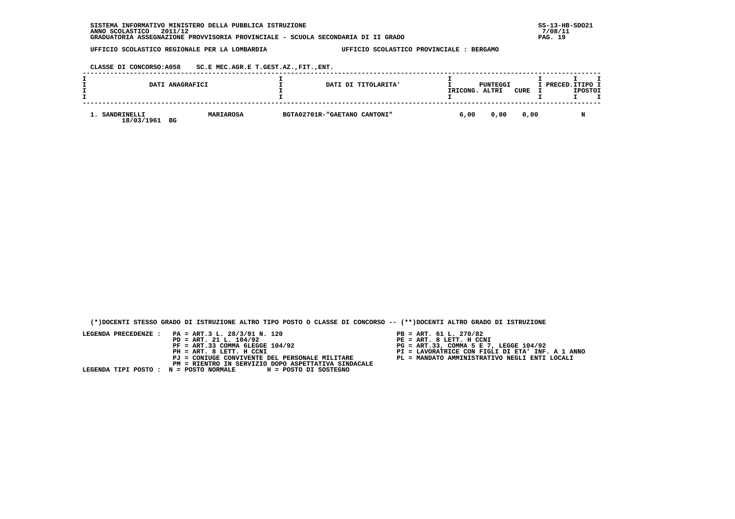SISTEMA INFORMATIVO MINISTERO DELLA PUBBLICA ISTRUZIONE
ANNO SCOLASTICO 2011/12
GRADUATORIA ASSEGNAZIONE PROVVISORIA PROVINCIALE - SCUOLA SECONDARIA DI II GRADO

SS-13-HB-SDO21
7/08/11

UFFICIO SCOLASTICO REGIONALE PER LA LOMBARDIA — UFFICIO SCOLASTICO PROVINCIALE : BERGAMO

CLASSE DI CONCORSO:A058 SC.E MEC.AGR.E T.GEST.AZ.,FIT.,ENT.

| DATI ANAGRAFICI | | DATI DI TITOLARITA' | PUNTEGGI RICONG. | PUNTEGGI ALTRI | PUNTEGGI CURE | PRECED. | TIPO POSTO |
|---|---|---|---|---|---|---|---|
| 1. SANDRINELLI 18/03/1961 BG | MARIAROSA | BGTA02701R-"GAETANO CANTONI" | 6,00 | 0,00 | 0,00 | | N |

(*)DOCENTI STESSO GRADO DI ISTRUZIONE ALTRO TIPO POSTO O CLASSE DI CONCORSO -- (**)DOCENTI ALTRO GRADO DI ISTRUZIONE

LEGENDA PRECEDENZE :
- PA = ART.3 L. 28/3/91 N. 120
- PB = ART. 61 L. 270/82
- PD = ART. 21 L. 104/92
- PE = ART. 8 LETT. H CCNI
- PF = ART.33 COMMA 6LEGGE 104/92
- PG = ART.33, COMMA 5 E 7, LEGGE 104/92
- PH = ART. 8 LETT. H CCNI
- PI = LAVORATRICE CON FIGLI DI ETA' INF. A 1 ANNO
- PJ = CONIUGE CONVIVENTE DEL PERSONALE MILITARE
- PL = MANDATO AMMINISTRATIVO NEGLI ENTI LOCALI
- PM = RIENTRO IN SERVIZIO DOPO ASPETTATIVA SINDACALE

LEGENDA TIPI POSTO : N = POSTO NORMALE H = POSTO DI SOSTEGNO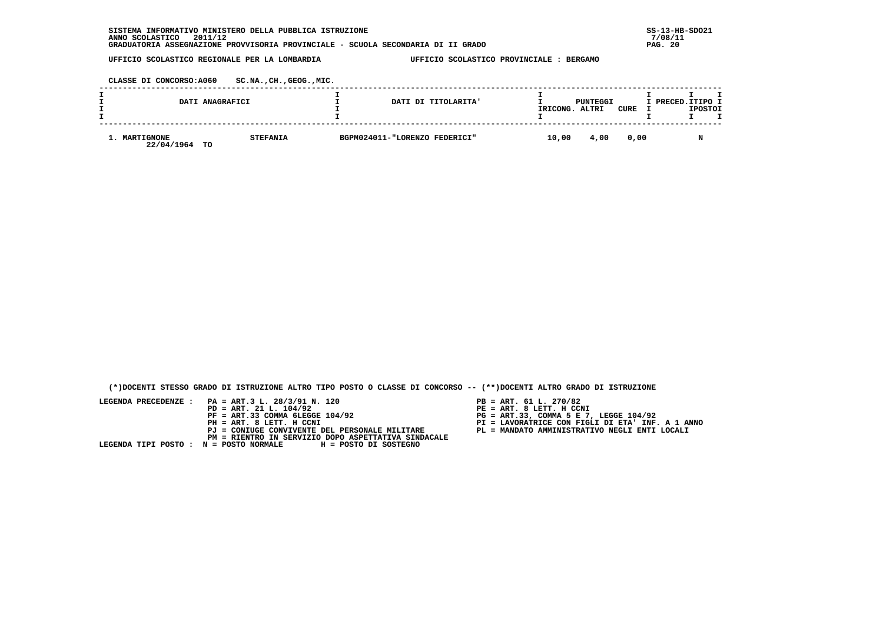SISTEMA INFORMATIVO MINISTERO DELLA PUBBLICA ISTRUZIONE
ANNO SCOLASTICO 2011/12
GRADUATORIA ASSEGNAZIONE PROVVISORIA PROVINCIALE - SCUOLA SECONDARIA DI II GRADO

SS-13-HB-SDO21
7/08/11

UFFICIO SCOLASTICO REGIONALE PER LA LOMBARDIA — UFFICIO SCOLASTICO PROVINCIALE : BERGAMO

CLASSE DI CONCORSO:A060 SC.NA.,CH.,GEOG.,MIC.

| DATI ANAGRAFICI | | DATI DI TITOLARITA' | PUNTEGGI RICONG. | ALTRI | CURE | PRECED. | TIPO POSTO |
|---|---|---|---|---|---|---|---|
| 1. MARTIGNONE 22/04/1964 TO | STEFANIA | BGPM024011-"LORENZO FEDERICI" | 10,00 | 4,00 | 0,00 | | N |

(*)DOCENTI STESSO GRADO DI ISTRUZIONE ALTRO TIPO POSTO O CLASSE DI CONCORSO -- (**)DOCENTI ALTRO GRADO DI ISTRUZIONE

LEGENDA PRECEDENZE :
PA = ART.3 L. 28/3/91 N. 120
PB = ART. 61 L. 270/82
PD = ART. 21 L. 104/92
PE = ART. 8 LETT. H CCNI
PF = ART.33 COMMA 6LEGGE 104/92
PG = ART.33, COMMA 5 E 7, LEGGE 104/92
PH = ART. 8 LETT. H CCNI
PI = LAVORATRICE CON FIGLI DI ETA' INF. A 1 ANNO
PJ = CONIUGE CONVIVENTE DEL PERSONALE MILITARE
PL = MANDATO AMMINISTRATIVO NEGLI ENTI LOCALI
PM = RIENTRO IN SERVIZIO DOPO ASPETTATIVA SINDACALE

LEGENDA TIPI POSTO : N = POSTO NORMALE H = POSTO DI SOSTEGNO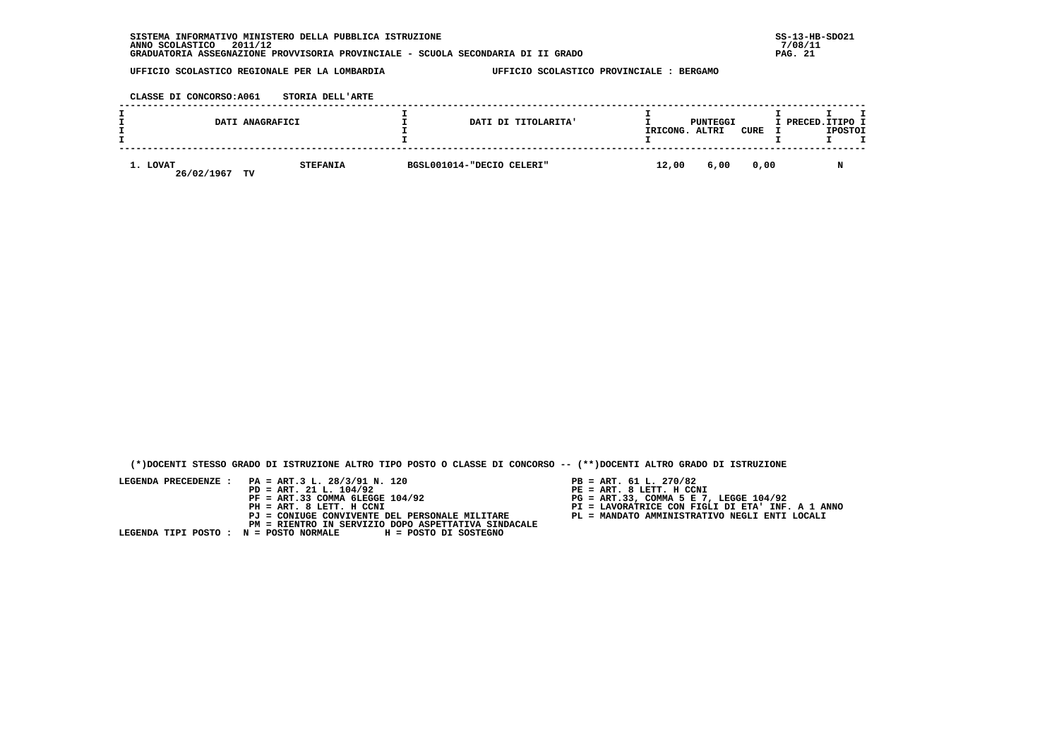SISTEMA INFORMATIVO MINISTERO DELLA PUBBLICA ISTRUZIONE
ANNO SCOLASTICO 2011/12
GRADUATORIA ASSEGNAZIONE PROVVISORIA PROVINCIALE - SCUOLA SECONDARIA DI II GRADO

UFFICIO SCOLASTICO REGIONALE PER LA LOMBARDIA — UFFICIO SCOLASTICO PROVINCIALE : BERGAMO

CLASSE DI CONCORSO:A061 STORIA DELL'ARTE

| DATI ANAGRAFICI | | DATI DI TITOLARITA' | PUNTEGGI RICONG. | PUNTEGGI ALTRI | PUNTEGGI CURE | PRECED. | TIPO POSTO |
|---|---|---|---|---|---|---|---|
| 1. LOVAT 26/02/1967 TV | STEFANIA | BGSL001014-"DECIO CELERI" | 12,00 | 6,00 | 0,00 | | N |

(*)DOCENTI STESSO GRADO DI ISTRUZIONE ALTRO TIPO POSTO O CLASSE DI CONCORSO -- (**)DOCENTI ALTRO GRADO DI ISTRUZIONE

LEGENDA PRECEDENZE :
- PA = ART.3 L. 28/3/91 N. 120
- PB = ART. 61 L. 270/82
- PD = ART. 21 L. 104/92
- PE = ART. 8 LETT. H CCNI
- PF = ART.33 COMMA 6LEGGE 104/92
- PG = ART.33, COMMA 5 E 7, LEGGE 104/92
- PH = ART. 8 LETT. H CCNI
- PI = LAVORATRICE CON FIGLI DI ETA' INF. A 1 ANNO
- PJ = CONIUGE CONVIVENTE DEL PERSONALE MILITARE
- PL = MANDATO AMMINISTRATIVO NEGLI ENTI LOCALI
- PM = RIENTRO IN SERVIZIO DOPO ASPETTATIVA SINDACALE

LEGENDA TIPI POSTO : N = POSTO NORMALE H = POSTO DI SOSTEGNO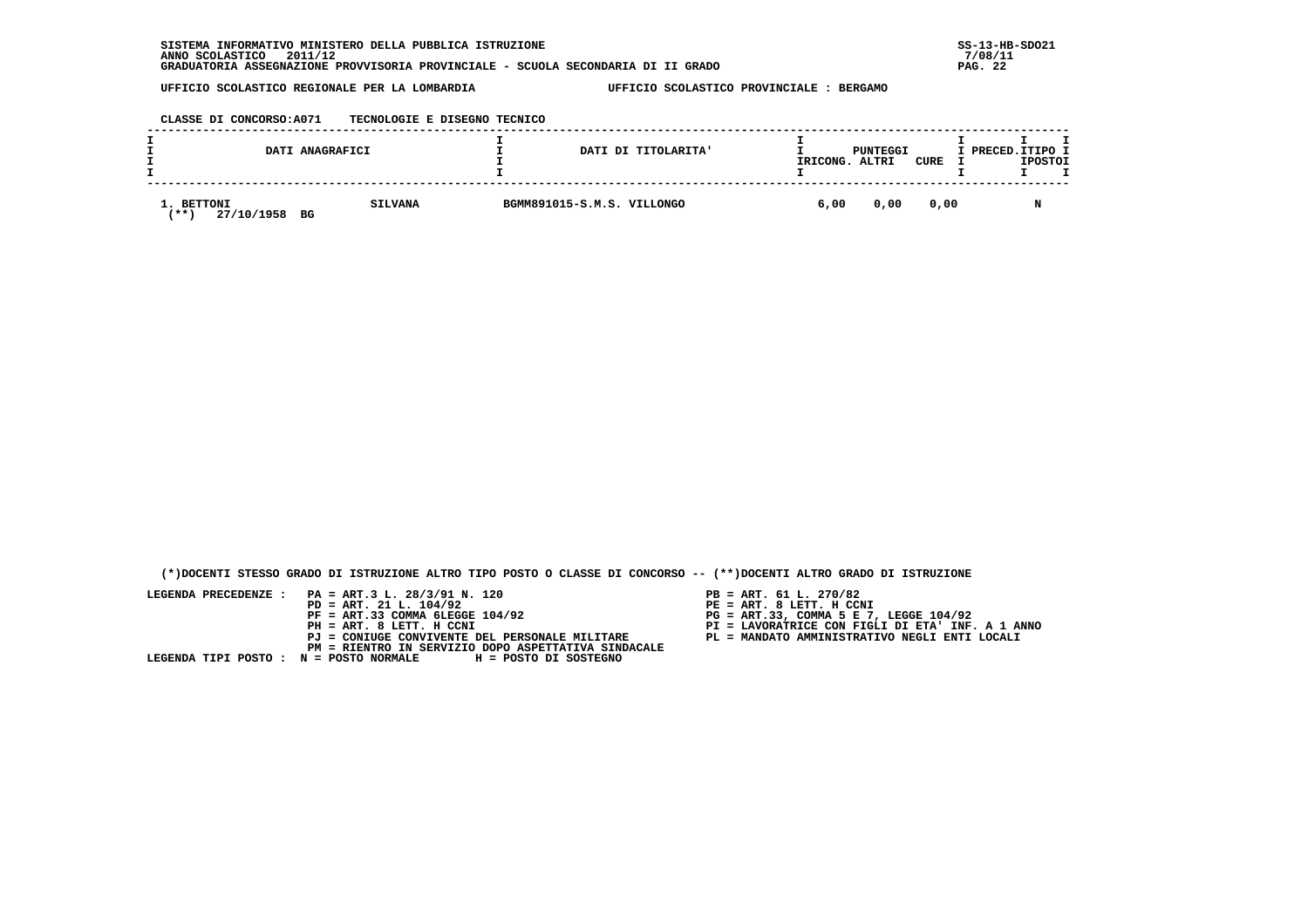SISTEMA INFORMATIVO MINISTERO DELLA PUBBLICA ISTRUZIONE
ANNO SCOLASTICO 2011/12
GRADUATORIA ASSEGNAZIONE PROVVISORIA PROVINCIALE - SCUOLA SECONDARIA DI II GRADO

SS-13-HB-SDO21
7/08/11

UFFICIO SCOLASTICO REGIONALE PER LA LOMBARDIA — UFFICIO SCOLASTICO PROVINCIALE : BERGAMO

CLASSE DI CONCORSO:A071 TECNOLOGIE E DISEGNO TECNICO

| DATI ANAGRAFICI | | DATI DI TITOLARITA' | PUNTEGGI RICONG. | ALTRI | CURE | PRECED. | TIPO POSTO |
|---|---|---|---|---|---|---|---|
| 1. BETTONI (**) 27/10/1958 BG | SILVANA | BGMM891015-S.M.S. VILLONGO | 6,00 | 0,00 | 0,00 | | N |

(*)DOCENTI STESSO GRADO DI ISTRUZIONE ALTRO TIPO POSTO O CLASSE DI CONCORSO -- (**)DOCENTI ALTRO GRADO DI ISTRUZIONE

LEGENDA PRECEDENZE :
- PA = ART.3 L. 28/3/91 N. 120
- PB = ART. 61 L. 270/82
- PD = ART. 21 L. 104/92
- PE = ART. 8 LETT. H CCNI
- PF = ART.33 COMMA 6LEGGE 104/92
- PG = ART.33, COMMA 5 E 7, LEGGE 104/92
- PH = ART. 8 LETT. H CCNI
- PI = LAVORATRICE CON FIGLI DI ETA' INF. A 1 ANNO
- PJ = CONIUGE CONVIVENTE DEL PERSONALE MILITARE
- PL = MANDATO AMMINISTRATIVO NEGLI ENTI LOCALI
- PM = RIENTRO IN SERVIZIO DOPO ASPETTATIVA SINDACALE

LEGENDA TIPI POSTO : N = POSTO NORMALE H = POSTO DI SOSTEGNO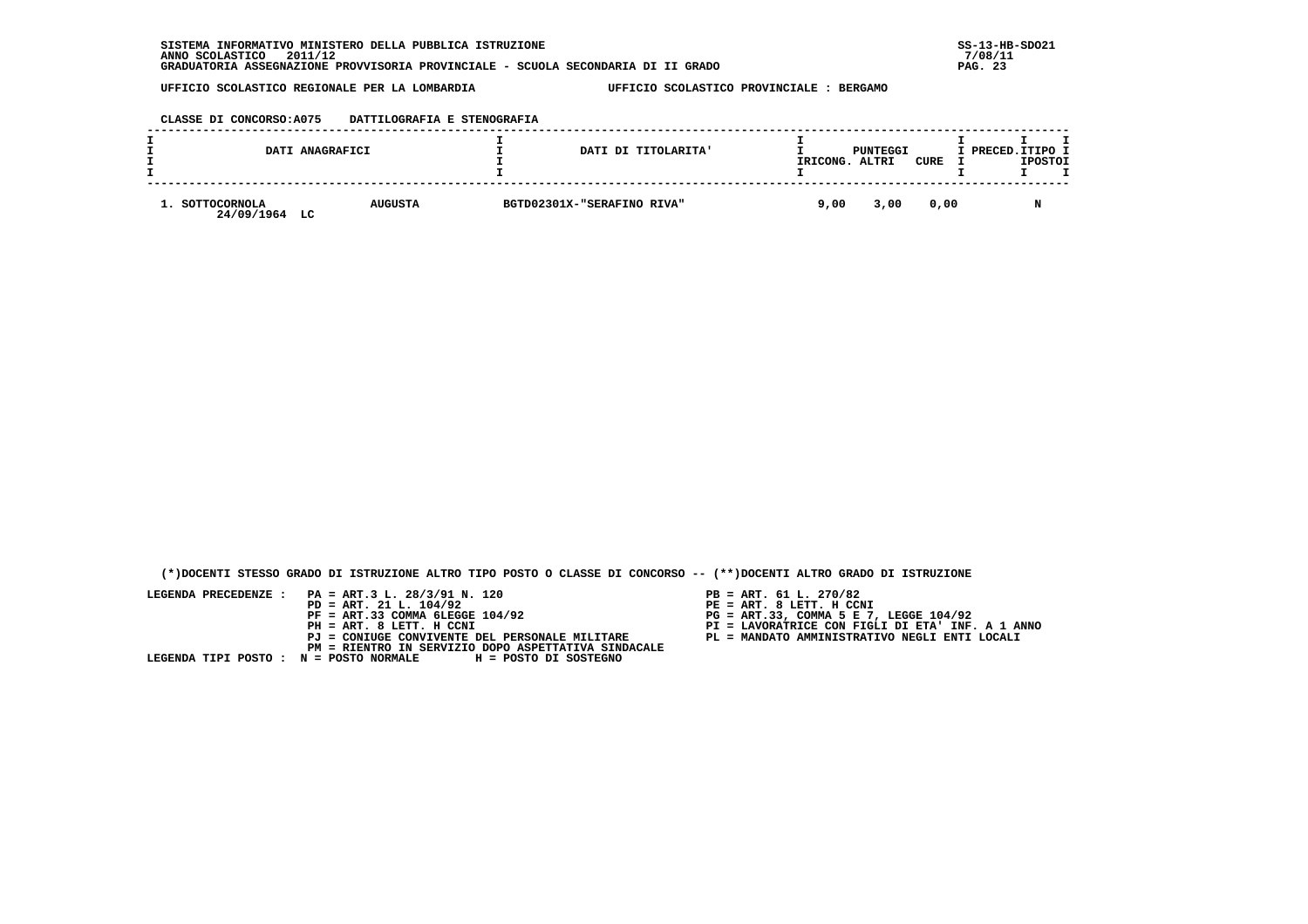SISTEMA INFORMATIVO MINISTERO DELLA PUBBLICA ISTRUZIONE
ANNO SCOLASTICO 2011/12
GRADUATORIA ASSEGNAZIONE PROVVISORIA PROVINCIALE - SCUOLA SECONDARIA DI II GRADO

UFFICIO SCOLASTICO REGIONALE PER LA LOMBARDIA — UFFICIO SCOLASTICO PROVINCIALE : BERGAMO

CLASSE DI CONCORSO:A075 DATTILOGRAFIA E STENOGRAFIA

| DATI ANAGRAFICI | | DATI DI TITOLARITA' | PUNTEGGI RICONG. | PUNTEGGI ALTRI | PUNTEGGI CURE | PRECED. | TIPO POSTO |
|---|---|---|---|---|---|---|---|
| 1. SOTTOCORNOLA 24/09/1964 LC | AUGUSTA | BGTD02301X-"SERAFINO RIVA" | 9,00 | 3,00 | 0,00 | | N |

(*)DOCENTI STESSO GRADO DI ISTRUZIONE ALTRO TIPO POSTO O CLASSE DI CONCORSO -- (**)DOCENTI ALTRO GRADO DI ISTRUZIONE

LEGENDA PRECEDENZE :
- PA = ART.3 L. 28/3/91 N. 120
- PB = ART. 61 L. 270/82
- PD = ART. 21 L. 104/92
- PE = ART. 8 LETT. H CCNI
- PF = ART.33 COMMA 6LEGGE 104/92
- PG = ART.33, COMMA 5 E 7, LEGGE 104/92
- PH = ART. 8 LETT. H CCNI
- PI = LAVORATRICE CON FIGLI DI ETA' INF. A 1 ANNO
- PJ = CONIUGE CONVIVENTE DEL PERSONALE MILITARE
- PL = MANDATO AMMINISTRATIVO NEGLI ENTI LOCALI
- PM = RIENTRO IN SERVIZIO DOPO ASPETTATIVA SINDACALE

LEGENDA TIPI POSTO : N = POSTO NORMALE H = POSTO DI SOSTEGNO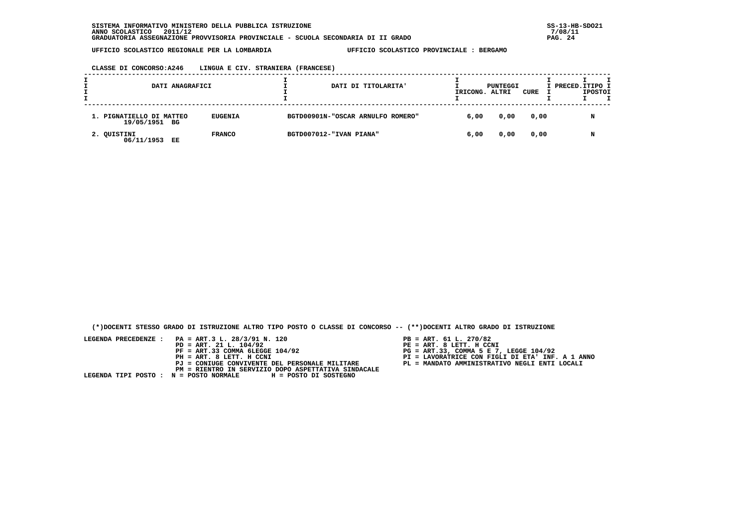SISTEMA INFORMATIVO MINISTERO DELLA PUBBLICA ISTRUZIONE
ANNO SCOLASTICO 2011/12
GRADUATORIA ASSEGNAZIONE PROVVISORIA PROVINCIALE - SCUOLA SECONDARIA DI II GRADO

SS-13-HB-SDO21
7/08/11

UFFICIO SCOLASTICO REGIONALE PER LA LOMBARDIA — UFFICIO SCOLASTICO PROVINCIALE : BERGAMO

CLASSE DI CONCORSO:A246 LINGUA E CIV. STRANIERA (FRANCESE)

| DATI ANAGRAFICI | | DATI DI TITOLARITA' | PUNTEGGI RICONG. | ALTRI | CURE | PRECED. | TIPO POSTO |
|---|---|---|---|---|---|---|---|
| 1. PIGNATIELLO DI MATTEO 19/05/1951 BG | EUGENIA | BGTD00901N-"OSCAR ARNULFO ROMERO" | 6,00 | 0,00 | 0,00 | | N |
| 2. QUISTINI 06/11/1953 EE | FRANCO | BGTD007012-"IVAN PIANA" | 6,00 | 0,00 | 0,00 | | N |

(*)DOCENTI STESSO GRADO DI ISTRUZIONE ALTRO TIPO POSTO O CLASSE DI CONCORSO -- (**)DOCENTI ALTRO GRADO DI ISTRUZIONE

LEGENDA PRECEDENZE :
- PA = ART.3 L. 28/3/91 N. 120
- PB = ART. 61 L. 270/82
- PD = ART. 21 L. 104/92
- PE = ART. 8 LETT. H CCNI
- PF = ART.33 COMMA 6LEGGE 104/92
- PG = ART.33, COMMA 5 E 7, LEGGE 104/92
- PH = ART. 8 LETT. H CCNI
- PI = LAVORATRICE CON FIGLI DI ETA' INF. A 1 ANNO
- PJ = CONIUGE CONVIVENTE DEL PERSONALE MILITARE
- PL = MANDATO AMMINISTRATIVO NEGLI ENTI LOCALI
- PM = RIENTRO IN SERVIZIO DOPO ASPETTATIVA SINDACALE

LEGENDA TIPI POSTO : N = POSTO NORMALE H = POSTO DI SOSTEGNO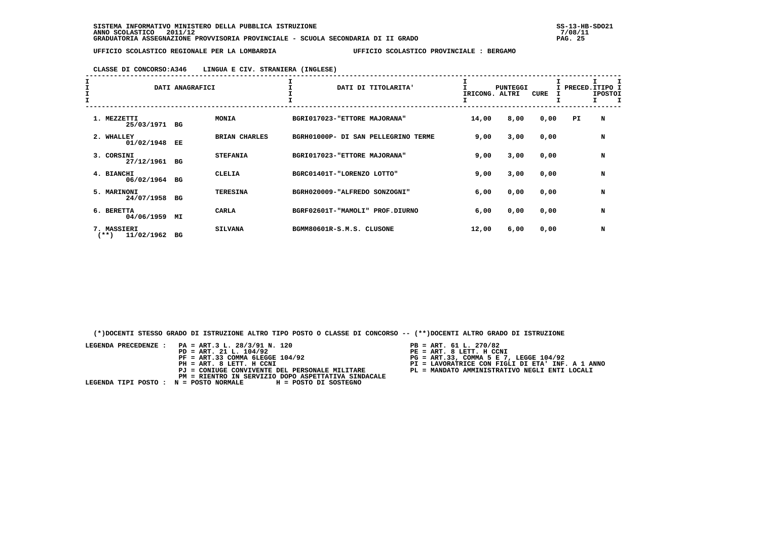SISTEMA INFORMATIVO MINISTERO DELLA PUBBLICA ISTRUZIONE
ANNO SCOLASTICO 2011/12
GRADUATORIA ASSEGNAZIONE PROVVISORIA PROVINCIALE - SCUOLA SECONDARIA DI II GRADO

UFFICIO SCOLASTICO REGIONALE PER LA LOMBARDIA — UFFICIO SCOLASTICO PROVINCIALE : BERGAMO

CLASSE DI CONCORSO:A346 LINGUA E CIV. STRANIERA (INGLESE)

| DATI ANAGRAFICI | | | DATI DI TITOLARITA' | PUNTEGGI RICONG. | PUNTEGGI ALTRI | PUNTEGGI CURE | PRECED. | TIPO POSTO |
|---|---|---|---|---|---|---|---|---|
| 1. MEZZETTI 25/03/1971 | BG | MONIA | BGRI017023-"ETTORE MAJORANA" | 14,00 | 8,00 | 0,00 | PI | N |
| 2. WHALLEY 01/02/1948 | EE | BRIAN CHARLES | BGRH01000P- DI SAN PELLEGRINO TERME | 9,00 | 3,00 | 0,00 | | N |
| 3. CORSINI 27/12/1961 | BG | STEFANIA | BGRI017023-"ETTORE MAJORANA" | 9,00 | 3,00 | 0,00 | | N |
| 4. BIANCHI 06/02/1964 | BG | CLELIA | BGRC01401T-"LORENZO LOTTO" | 9,00 | 3,00 | 0,00 | | N |
| 5. MARINONI 24/07/1958 | BG | TERESINA | BGRH020009-"ALFREDO SONZOGNI" | 6,00 | 0,00 | 0,00 | | N |
| 6. BERETTA 04/06/1959 | MI | CARLA | BGRF02601T-"MAMOLI" PROF.DIURNO | 6,00 | 0,00 | 0,00 | | N |
| 7. MASSIERI (**) 11/02/1962 | BG | SILVANA | BGMM80601R-S.M.S. CLUSONE | 12,00 | 6,00 | 0,00 | | N |

(*)DOCENTI STESSO GRADO DI ISTRUZIONE ALTRO TIPO POSTO O CLASSE DI CONCORSO -- (**)DOCENTI ALTRO GRADO DI ISTRUZIONE

LEGENDA PRECEDENZE :
- PA = ART.3 L. 28/3/91 N. 120
- PB = ART. 61 L. 270/82
- PD = ART. 21 L. 104/92
- PE = ART. 8 LETT. H CCNI
- PF = ART.33 COMMA 6LEGGE 104/92
- PG = ART.33, COMMA 5 E 7, LEGGE 104/92
- PH = ART. 8 LETT. H CCNI
- PI = LAVORATRICE CON FIGLI DI ETA' INF. A 1 ANNO
- PJ = CONIUGE CONVIVENTE DEL PERSONALE MILITARE
- PL = MANDATO AMMINISTRATIVO NEGLI ENTI LOCALI
- PM = RIENTRO IN SERVIZIO DOPO ASPETTATIVA SINDACALE

LEGENDA TIPI POSTO : N = POSTO NORMALE H = POSTO DI SOSTEGNO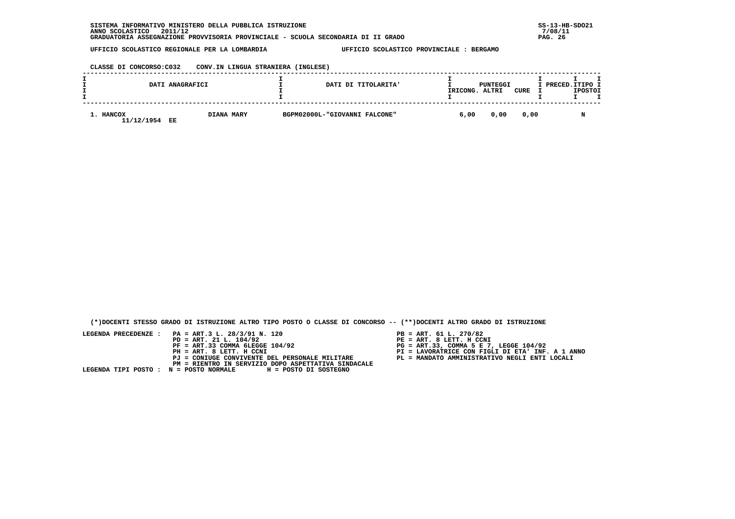SISTEMA INFORMATIVO MINISTERO DELLA PUBBLICA ISTRUZIONE
ANNO SCOLASTICO 2011/12
GRADUATORIA ASSEGNAZIONE PROVVISORIA PROVINCIALE - SCUOLA SECONDARIA DI II GRADO

SS-13-HB-SDO21
7/08/11

UFFICIO SCOLASTICO REGIONALE PER LA LOMBARDIA — UFFICIO SCOLASTICO PROVINCIALE : BERGAMO

CLASSE DI CONCORSO:C032 CONV.IN LINGUA STRANIERA (INGLESE)

| DATI ANAGRAFICI | | DATI DI TITOLARITA' | PUNTEGGI RICONG. | PUNTEGGI ALTRI | PUNTEGGI CURE | PRECED. | TIPO POSTO |
|---|---|---|---|---|---|---|---|
| 1. HANCOX 11/12/1954 EE | DIANA MARY | BGPM02000L-"GIOVANNI FALCONE" | 6,00 | 0,00 | 0,00 | | N |

(*)DOCENTI STESSO GRADO DI ISTRUZIONE ALTRO TIPO POSTO O CLASSE DI CONCORSO -- (**)DOCENTI ALTRO GRADO DI ISTRUZIONE

LEGENDA PRECEDENZE :
- PA = ART.3 L. 28/3/91 N. 120
- PB = ART. 61 L. 270/82
- PD = ART. 21 L. 104/92
- PE = ART. 8 LETT. H CCNI
- PF = ART.33 COMMA 6LEGGE 104/92
- PG = ART.33, COMMA 5 E 7, LEGGE 104/92
- PH = ART. 8 LETT. H CCNI
- PI = LAVORATRICE CON FIGLI DI ETA' INF. A 1 ANNO
- PJ = CONIUGE CONVIVENTE DEL PERSONALE MILITARE
- PL = MANDATO AMMINISTRATIVO NEGLI ENTI LOCALI
- PM = RIENTRO IN SERVIZIO DOPO ASPETTATIVA SINDACALE

LEGENDA TIPI POSTO : N = POSTO NORMALE H = POSTO DI SOSTEGNO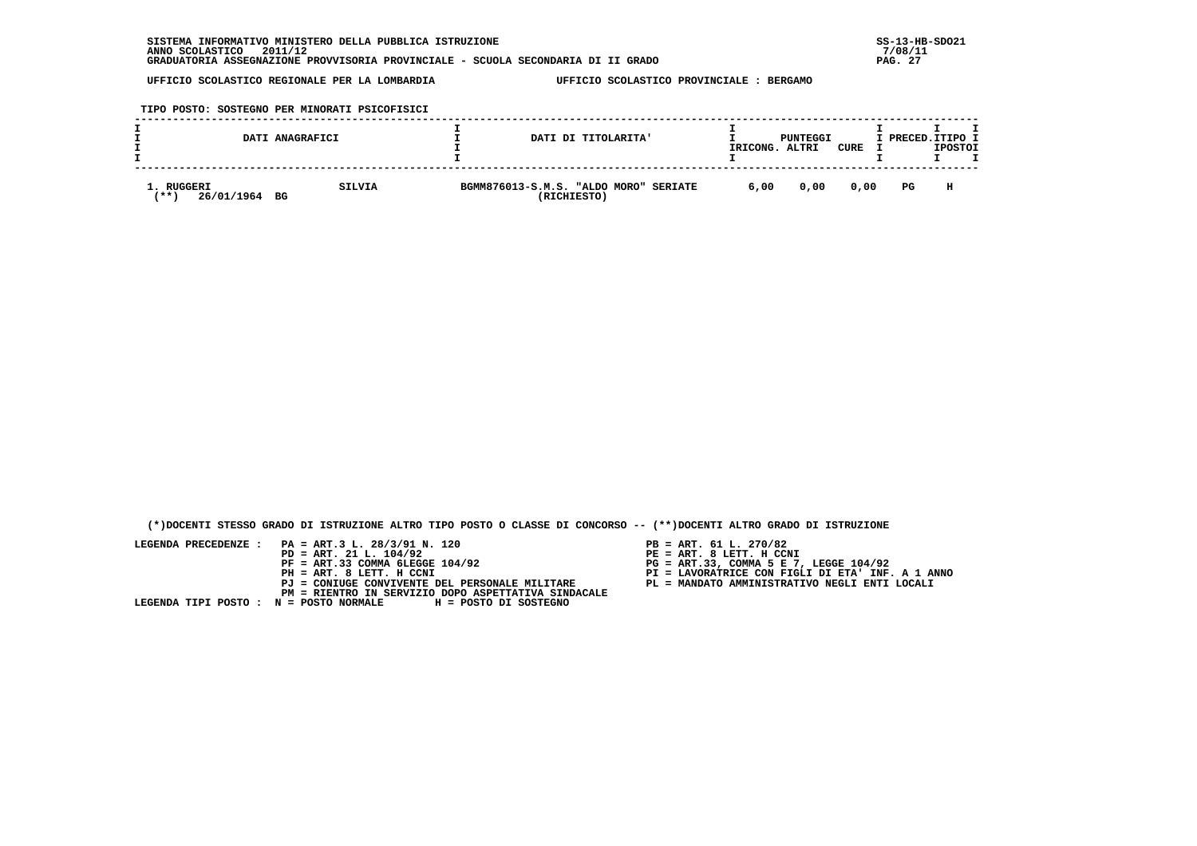SISTEMA INFORMATIVO MINISTERO DELLA PUBBLICA ISTRUZIONE
ANNO SCOLASTICO 2011/12
GRADUATORIA ASSEGNAZIONE PROVVISORIA PROVINCIALE - SCUOLA SECONDARIA DI II GRADO

UFFICIO SCOLASTICO REGIONALE PER LA LOMBARDIA — UFFICIO SCOLASTICO PROVINCIALE : BERGAMO

TIPO POSTO: SOSTEGNO PER MINORATI PSICOFISICI

| DATI ANAGRAFICI | | DATI DI TITOLARITA' | PUNTEGGI RICONG. | PUNTEGGI ALTRI | PUNTEGGI CURE | PRECED. | TIPO POSTO |
|---|---|---|---|---|---|---|---|
| 1. RUGGERI (**) 26/01/1964 BG | SILVIA | BGMM876013-S.M.S. "ALDO MORO" SERIATE (RICHIESTO) | 6,00 | 0,00 | 0,00 | PG | H |

(*)DOCENTI STESSO GRADO DI ISTRUZIONE ALTRO TIPO POSTO O CLASSE DI CONCORSO -- (**)DOCENTI ALTRO GRADO DI ISTRUZIONE

LEGENDA PRECEDENZE :
- PA = ART.3 L. 28/3/91 N. 120
- PB = ART. 61 L. 270/82
- PD = ART. 21 L. 104/92
- PE = ART. 8 LETT. H CCNI
- PF = ART.33 COMMA 6LEGGE 104/92
- PG = ART.33, COMMA 5 E 7, LEGGE 104/92
- PH = ART. 8 LETT. H CCNI
- PI = LAVORATRICE CON FIGLI DI ETA' INF. A 1 ANNO
- PJ = CONIUGE CONVIVENTE DEL PERSONALE MILITARE
- PL = MANDATO AMMINISTRATIVO NEGLI ENTI LOCALI
- PM = RIENTRO IN SERVIZIO DOPO ASPETTATIVA SINDACALE

LEGENDA TIPI POSTO : N = POSTO NORMALE H = POSTO DI SOSTEGNO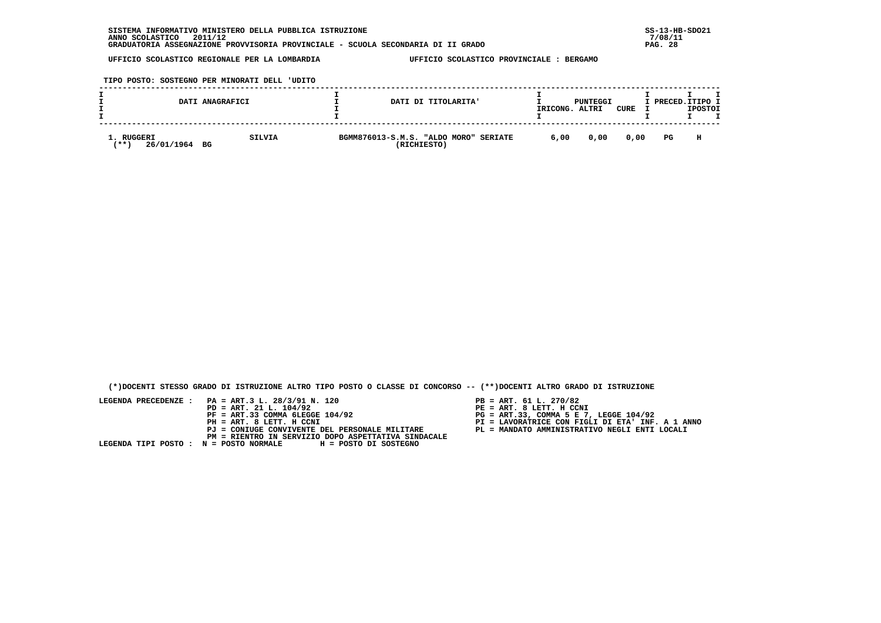SISTEMA INFORMATIVO MINISTERO DELLA PUBBLICA ISTRUZIONE
ANNO SCOLASTICO 2011/12
GRADUATORIA ASSEGNAZIONE PROVVISORIA PROVINCIALE - SCUOLA SECONDARIA DI II GRADO

SS-13-HB-SDO21
7/08/11

UFFICIO SCOLASTICO REGIONALE PER LA LOMBARDIA — UFFICIO SCOLASTICO PROVINCIALE : BERGAMO

TIPO POSTO: SOSTEGNO PER MINORATI DELL 'UDITO

| DATI ANAGRAFICI | | DATI DI TITOLARITA' | PUNTEGGI RICONG. | PUNTEGGI ALTRI | CURE | PRECED. | TIPO POSTO |
|---|---|---|---|---|---|---|---|
| 1. RUGGERI (**) 26/01/1964 BG | SILVIA | BGMM876013-S.M.S. "ALDO MORO" SERIATE (RICHIESTO) | 6,00 | 0,00 | 0,00 | PG | H |

(*)DOCENTI STESSO GRADO DI ISTRUZIONE ALTRO TIPO POSTO O CLASSE DI CONCORSO -- (**)DOCENTI ALTRO GRADO DI ISTRUZIONE

LEGENDA PRECEDENZE :
- PA = ART.3 L. 28/3/91 N. 120
- PB = ART. 61 L. 270/82
- PD = ART. 21 L. 104/92
- PE = ART. 8 LETT. H CCNI
- PF = ART.33 COMMA 6LEGGE 104/92
- PG = ART.33, COMMA 5 E 7, LEGGE 104/92
- PH = ART. 8 LETT. H CCNI
- PI = LAVORATRICE CON FIGLI DI ETA' INF. A 1 ANNO
- PJ = CONIUGE CONVIVENTE DEL PERSONALE MILITARE
- PL = MANDATO AMMINISTRATIVO NEGLI ENTI LOCALI
- PM = RIENTRO IN SERVIZIO DOPO ASPETTATIVA SINDACALE

LEGENDA TIPI POSTO : N = POSTO NORMALE H = POSTO DI SOSTEGNO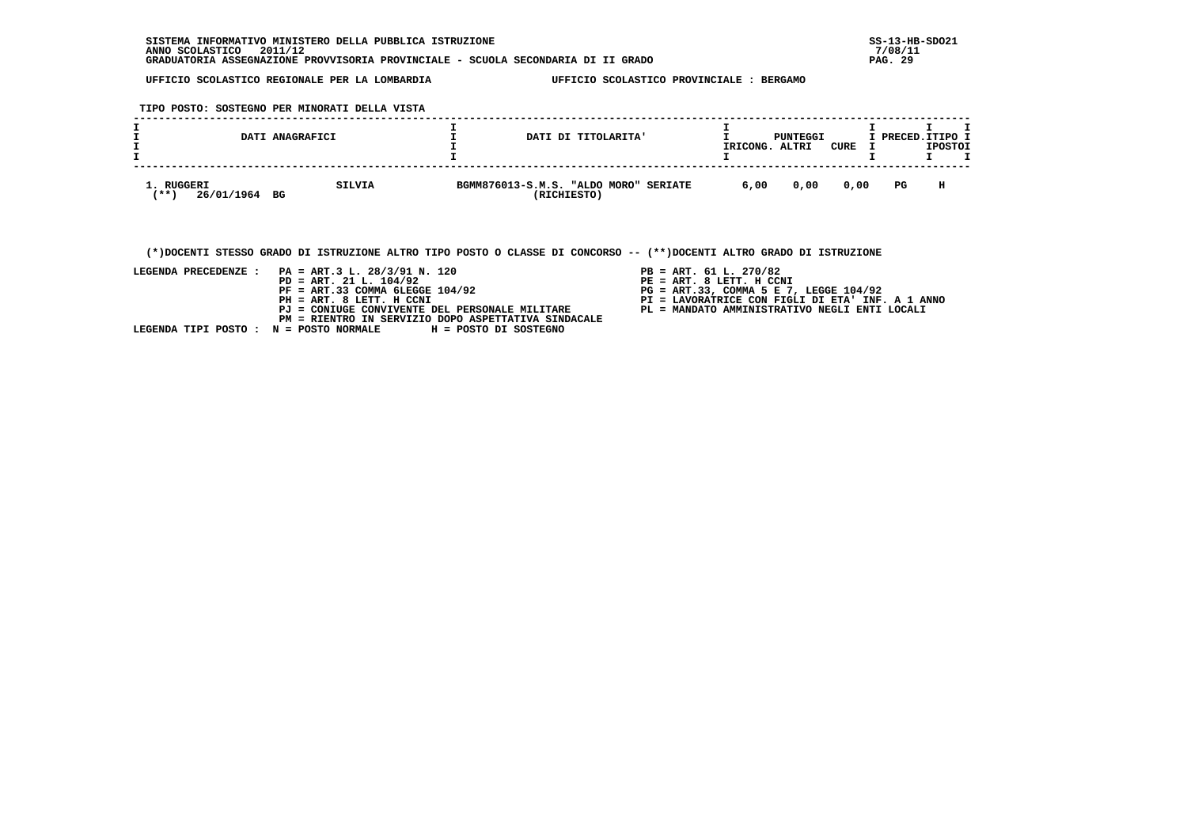SISTEMA INFORMATIVO MINISTERO DELLA PUBBLICA ISTRUZIONE
ANNO SCOLASTICO 2011/12
GRADUATORIA ASSEGNAZIONE PROVVISORIA PROVINCIALE - SCUOLA SECONDARIA DI II GRADO

SS-13-HB-SDO21
7/08/11

UFFICIO SCOLASTICO REGIONALE PER LA LOMBARDIA    UFFICIO SCOLASTICO PROVINCIALE : BERGAMO

TIPO POSTO: SOSTEGNO PER MINORATI DELLA VISTA

| DATI ANAGRAFICI | | DATI DI TITOLARITA' | PUNTEGGI RICONG. | PUNTEGGI ALTRI | CURE | PRECED. | TIPO POSTO |
|---|---|---|---|---|---|---|---|
| 1. RUGGERI (**) 26/01/1964 BG | SILVIA | BGMM876013-S.M.S. "ALDO MORO" SERIATE (RICHIESTO) | 6,00 | 0,00 | 0,00 | PG | H |

(*)DOCENTI STESSO GRADO DI ISTRUZIONE ALTRO TIPO POSTO O CLASSE DI CONCORSO -- (**)DOCENTI ALTRO GRADO DI ISTRUZIONE

LEGENDA PRECEDENZE :
- PA = ART.3 L. 28/3/91 N. 120
- PB = ART. 61 L. 270/82
- PD = ART. 21 L. 104/92
- PE = ART. 8 LETT. H CCNI
- PF = ART.33 COMMA 6LEGGE 104/92
- PG = ART.33, COMMA 5 E 7, LEGGE 104/92
- PH = ART. 8 LETT. H CCNI
- PI = LAVORATRICE CON FIGLI DI ETA' INF. A 1 ANNO
- PJ = CONIUGE CONVIVENTE DEL PERSONALE MILITARE
- PL = MANDATO AMMINISTRATIVO NEGLI ENTI LOCALI
- PM = RIENTRO IN SERVIZIO DOPO ASPETTATIVA SINDACALE

LEGENDA TIPI POSTO : N = POSTO NORMALE    H = POSTO DI SOSTEGNO